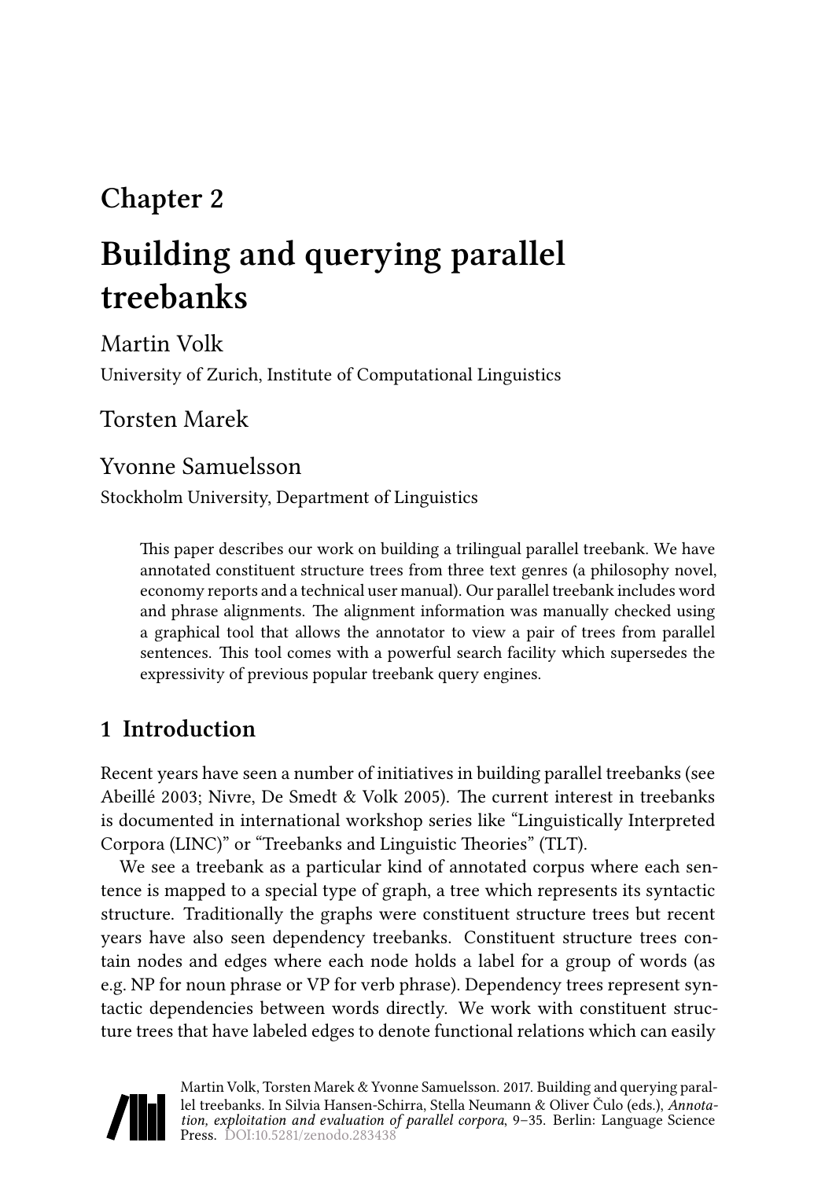# Chapter 2

# Building and querying parallel treebanks

Martin Volk

University of Zurich, Institute of Computational Linguistics

Torsten Marek

Yvonne Samuelsson

Stockholm University, Department of Linguistics

> This paper describes our work on building a trilingual parallel treebank. We have annotated constituent structure trees from three text genres (a philosophy novel, economy reports and a technical user manual). Our parallel treebank includes word and phrase alignments. The alignment information was manually checked using a graphical tool that allows the annotator to view a pair of trees from parallel sentences. This tool comes with a powerful search facility which supersedes the expressivity of previous popular treebank query engines.

## 1 Introduction

Recent years have seen a number of initiatives in building parallel treebanks (see Abeillé 2003; Nivre, De Smedt & Volk 2005). The current interest in treebanks is documented in international workshop series like "Linguistically Interpreted Corpora (LINC)" or "Treebanks and Linguistic Theories" (TLT).

We see a treebank as a particular kind of annotated corpus where each sentence is mapped to a special type of graph, a tree which represents its syntactic structure. Traditionally the graphs were constituent structure trees but recent years have also seen dependency treebanks. Constituent structure trees contain nodes and edges where each node holds a label for a group of words (as e.g. NP for noun phrase or VP for verb phrase). Dependency trees represent syntactic dependencies between words directly. We work with constituent structure trees that have labeled edges to denote functional relations which can easily

Martin Volk, Torsten Marek & Yvonne Samuelsson. 2017. Building and querying parallel treebanks. In Silvia Hansen-Schirra, Stella Neumann & Oliver Čulo (eds.), *Annotation, exploitation and evaluation of parallel corpora*, 9–35. Berlin: Language Science Press. DOI:10.5281/zenodo.283438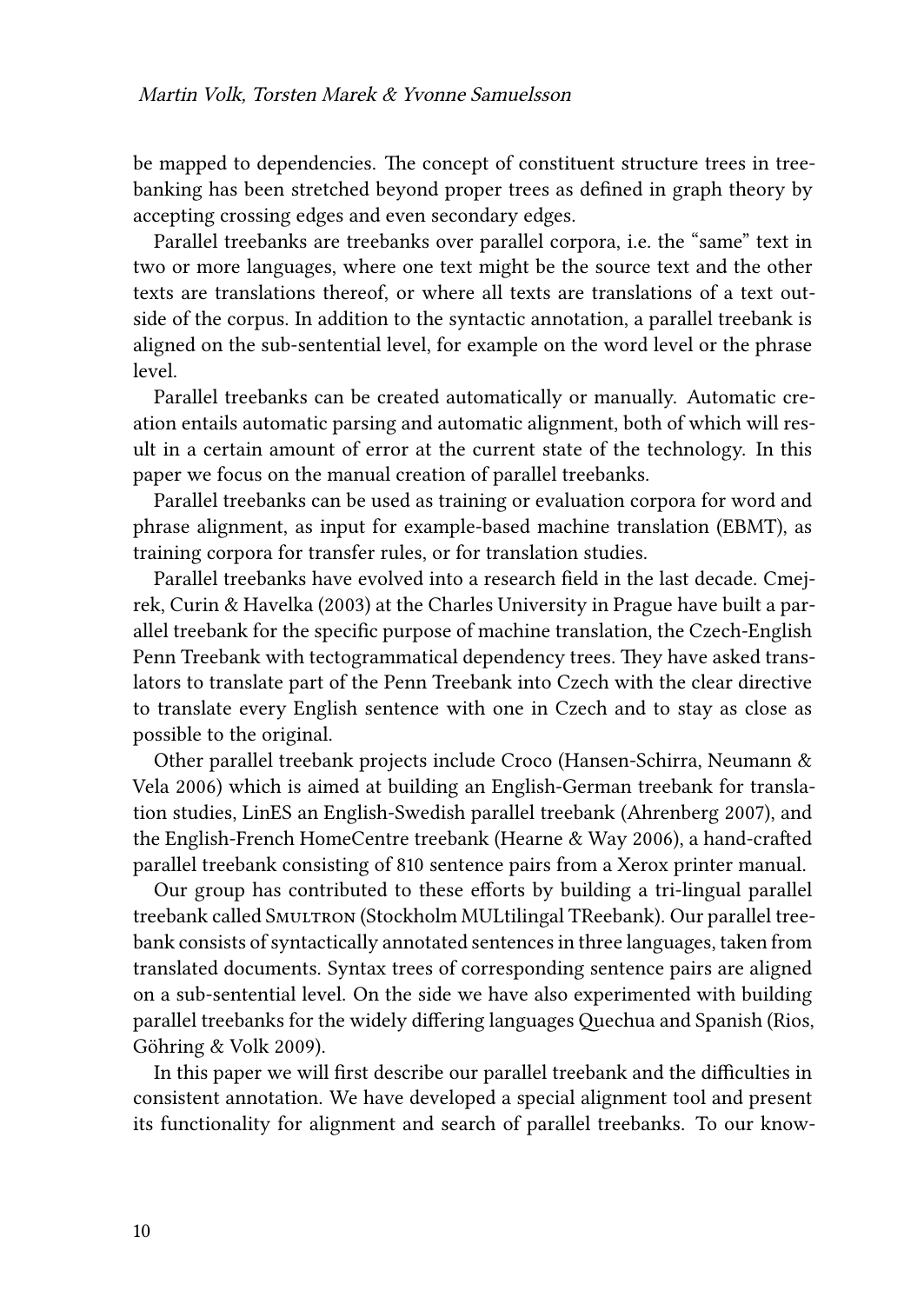be mapped to dependencies. The concept of constituent structure trees in treebanking has been stretched beyond proper trees as defined in graph theory by accepting crossing edges and even secondary edges.

Parallel treebanks are treebanks over parallel corpora, i.e. the "same" text in two or more languages, where one text might be the source text and the other texts are translations thereof, or where all texts are translations of a text outside of the corpus. In addition to the syntactic annotation, a parallel treebank is aligned on the sub-sentential level, for example on the word level or the phrase level.

Parallel treebanks can be created automatically or manually. Automatic creation entails automatic parsing and automatic alignment, both of which will result in a certain amount of error at the current state of the technology. In this paper we focus on the manual creation of parallel treebanks.

Parallel treebanks can be used as training or evaluation corpora for word and phrase alignment, as input for example-based machine translation (EBMT), as training corpora for transfer rules, or for translation studies.

Parallel treebanks have evolved into a research field in the last decade. Cmejrek, Curin & Havelka (2003) at the Charles University in Prague have built a parallel treebank for the specific purpose of machine translation, the Czech-English Penn Treebank with tectogrammatical dependency trees. They have asked translators to translate part of the Penn Treebank into Czech with the clear directive to translate every English sentence with one in Czech and to stay as close as possible to the original.

Other parallel treebank projects include Croco (Hansen-Schirra, Neumann & Vela 2006) which is aimed at building an English-German treebank for translation studies, LinES an English-Swedish parallel treebank (Ahrenberg 2007), and the English-French HomeCentre treebank (Hearne & Way 2006), a hand-crafted parallel treebank consisting of 810 sentence pairs from a Xerox printer manual.

Our group has contributed to these efforts by building a tri-lingual parallel treebank called SMULTRON (Stockholm MULtilingal TReebank). Our parallel treebank consists of syntactically annotated sentences in three languages, taken from translated documents. Syntax trees of corresponding sentence pairs are aligned on a sub-sentential level. On the side we have also experimented with building parallel treebanks for the widely differing languages Quechua and Spanish (Rios, Göhring & Volk 2009).

In this paper we will first describe our parallel treebank and the difficulties in consistent annotation. We have developed a special alignment tool and present its functionality for alignment and search of parallel treebanks. To our know-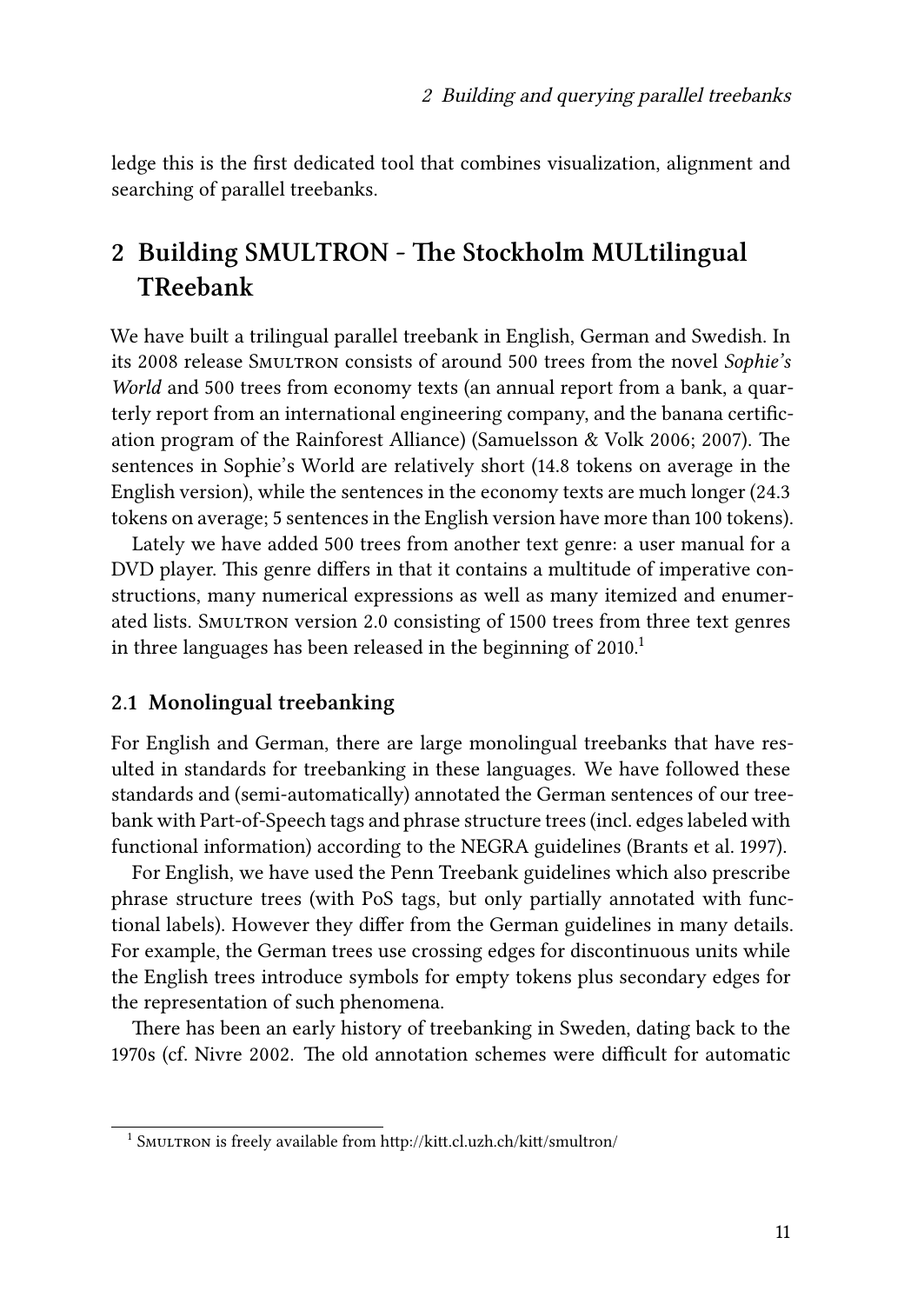ledge this is the first dedicated tool that combines visualization, alignment and searching of parallel treebanks.

## 2 Building SMULTRON - The Stockholm MULtilingual TReebank

We have built a trilingual parallel treebank in English, German and Swedish. In its 2008 release SMULTRON consists of around 500 trees from the novel *Sophie's World* and 500 trees from economy texts (an annual report from a bank, a quarterly report from an international engineering company, and the banana certification program of the Rainforest Alliance) (Samuelsson & Volk 2006; 2007). The sentences in Sophie's World are relatively short (14.8 tokens on average in the English version), while the sentences in the economy texts are much longer (24.3 tokens on average; 5 sentences in the English version have more than 100 tokens).

Lately we have added 500 trees from another text genre: a user manual for a DVD player. This genre differs in that it contains a multitude of imperative constructions, many numerical expressions as well as many itemized and enumerated lists. SMULTRON version 2.0 consisting of 1500 trees from three text genres in three languages has been released in the beginning of 2010.[1]

### 2.1 Monolingual treebanking

For English and German, there are large monolingual treebanks that have resulted in standards for treebanking in these languages. We have followed these standards and (semi-automatically) annotated the German sentences of our treebank with Part-of-Speech tags and phrase structure trees (incl. edges labeled with functional information) according to the NEGRA guidelines (Brants et al. 1997).

For English, we have used the Penn Treebank guidelines which also prescribe phrase structure trees (with PoS tags, but only partially annotated with functional labels). However they differ from the German guidelines in many details. For example, the German trees use crossing edges for discontinuous units while the English trees introduce symbols for empty tokens plus secondary edges for the representation of such phenomena.

There has been an early history of treebanking in Sweden, dating back to the 1970s (cf. Nivre 2002. The old annotation schemes were difficult for automatic

[1] SMULTRON is freely available from http://kitt.cl.uzh.ch/kitt/smultron/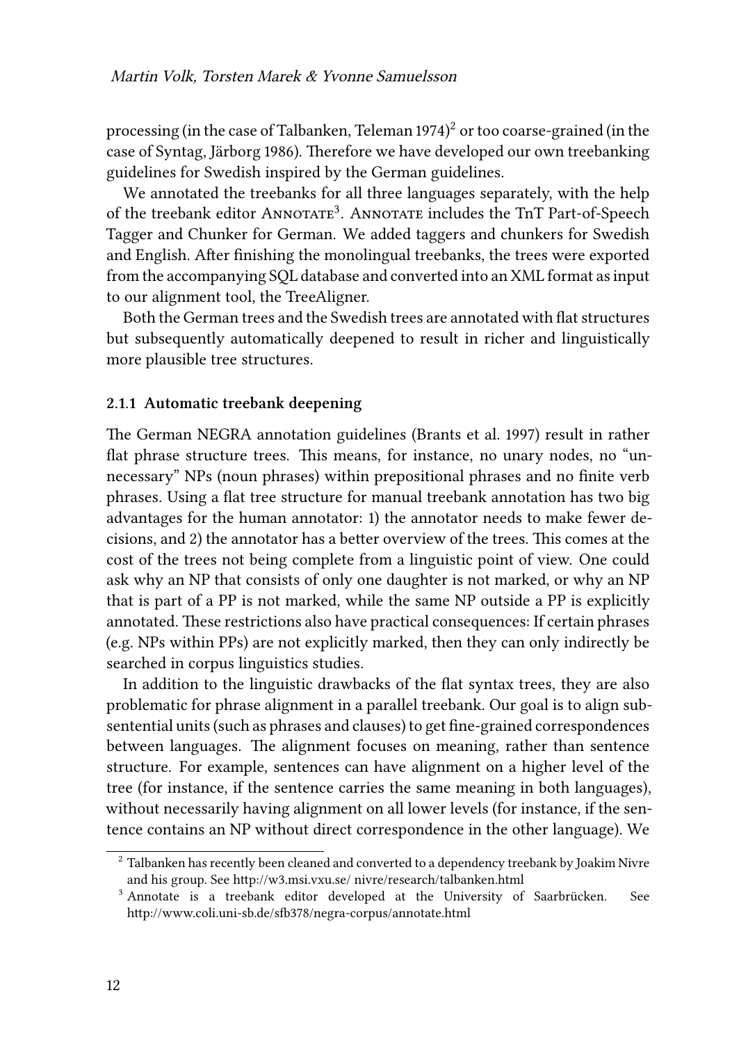processing (in the case of Talbanken, Teleman 1974)[2] or too coarse-grained (in the case of Syntag, Järborg 1986). Therefore we have developed our own treebanking guidelines for Swedish inspired by the German guidelines.

We annotated the treebanks for all three languages separately, with the help of the treebank editor ANNOTATE[3]. ANNOTATE includes the TnT Part-of-Speech Tagger and Chunker for German. We added taggers and chunkers for Swedish and English. After finishing the monolingual treebanks, the trees were exported from the accompanying SQL database and converted into an XML format as input to our alignment tool, the TreeAligner.

Both the German trees and the Swedish trees are annotated with flat structures but subsequently automatically deepened to result in richer and linguistically more plausible tree structures.

### 2.1.1 Automatic treebank deepening

The German NEGRA annotation guidelines (Brants et al. 1997) result in rather flat phrase structure trees. This means, for instance, no unary nodes, no "unnecessary" NPs (noun phrases) within prepositional phrases and no finite verb phrases. Using a flat tree structure for manual treebank annotation has two big advantages for the human annotator: 1) the annotator needs to make fewer decisions, and 2) the annotator has a better overview of the trees. This comes at the cost of the trees not being complete from a linguistic point of view. One could ask why an NP that consists of only one daughter is not marked, or why an NP that is part of a PP is not marked, while the same NP outside a PP is explicitly annotated. These restrictions also have practical consequences: If certain phrases (e.g. NPs within PPs) are not explicitly marked, then they can only indirectly be searched in corpus linguistics studies.

In addition to the linguistic drawbacks of the flat syntax trees, they are also problematic for phrase alignment in a parallel treebank. Our goal is to align subsentential units (such as phrases and clauses) to get fine-grained correspondences between languages. The alignment focuses on meaning, rather than sentence structure. For example, sentences can have alignment on a higher level of the tree (for instance, if the sentence carries the same meaning in both languages), without necessarily having alignment on all lower levels (for instance, if the sentence contains an NP without direct correspondence in the other language). We

---

[2] Talbanken has recently been cleaned and converted to a dependency treebank by Joakim Nivre and his group. See http://w3.msi.vxu.se/ nivre/research/talbanken.html

[3] Annotate is a treebank editor developed at the University of Saarbrücken. See http://www.coli.uni-sb.de/sfb378/negra-corpus/annotate.html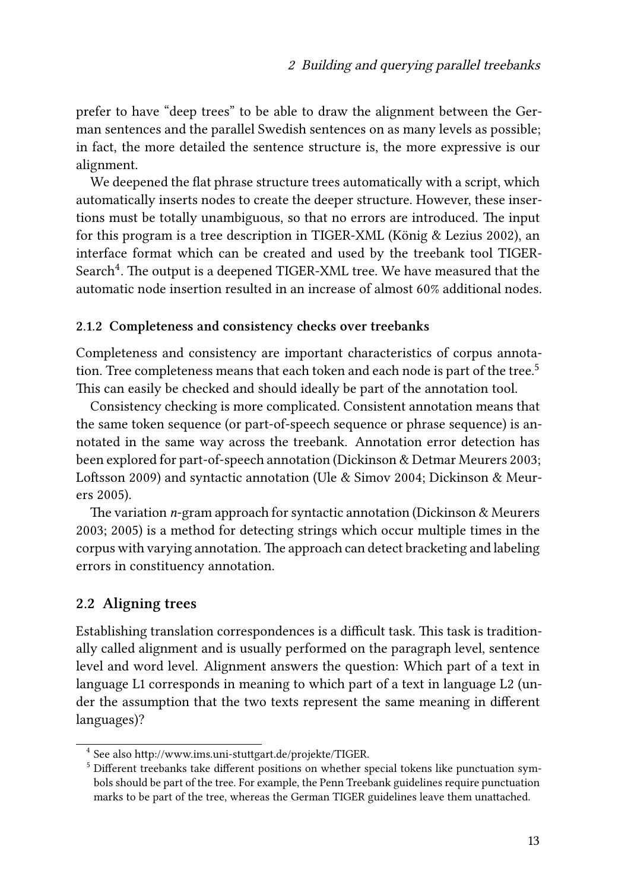prefer to have "deep trees" to be able to draw the alignment between the German sentences and the parallel Swedish sentences on as many levels as possible; in fact, the more detailed the sentence structure is, the more expressive is our alignment.

We deepened the flat phrase structure trees automatically with a script, which automatically inserts nodes to create the deeper structure. However, these insertions must be totally unambiguous, so that no errors are introduced. The input for this program is a tree description in TIGER-XML (König & Lezius 2002), an interface format which can be created and used by the treebank tool TIGERSearch[4]. The output is a deepened TIGER-XML tree. We have measured that the automatic node insertion resulted in an increase of almost 60% additional nodes.

### 2.1.2 Completeness and consistency checks over treebanks

Completeness and consistency are important characteristics of corpus annotation. Tree completeness means that each token and each node is part of the tree.[5] This can easily be checked and should ideally be part of the annotation tool.

Consistency checking is more complicated. Consistent annotation means that the same token sequence (or part-of-speech sequence or phrase sequence) is annotated in the same way across the treebank. Annotation error detection has been explored for part-of-speech annotation (Dickinson & Detmar Meurers 2003; Loftsson 2009) and syntactic annotation (Ule & Simov 2004; Dickinson & Meurers 2005).

The variation *n*-gram approach for syntactic annotation (Dickinson & Meurers 2003; 2005) is a method for detecting strings which occur multiple times in the corpus with varying annotation. The approach can detect bracketing and labeling errors in constituency annotation.

## 2.2 Aligning trees

Establishing translation correspondences is a difficult task. This task is traditionally called alignment and is usually performed on the paragraph level, sentence level and word level. Alignment answers the question: Which part of a text in language L1 corresponds in meaning to which part of a text in language L2 (under the assumption that the two texts represent the same meaning in different languages)?

[4] See also http://www.ims.uni-stuttgart.de/projekte/TIGER.

[5] Different treebanks take different positions on whether special tokens like punctuation symbols should be part of the tree. For example, the Penn Treebank guidelines require punctuation marks to be part of the tree, whereas the German TIGER guidelines leave them unattached.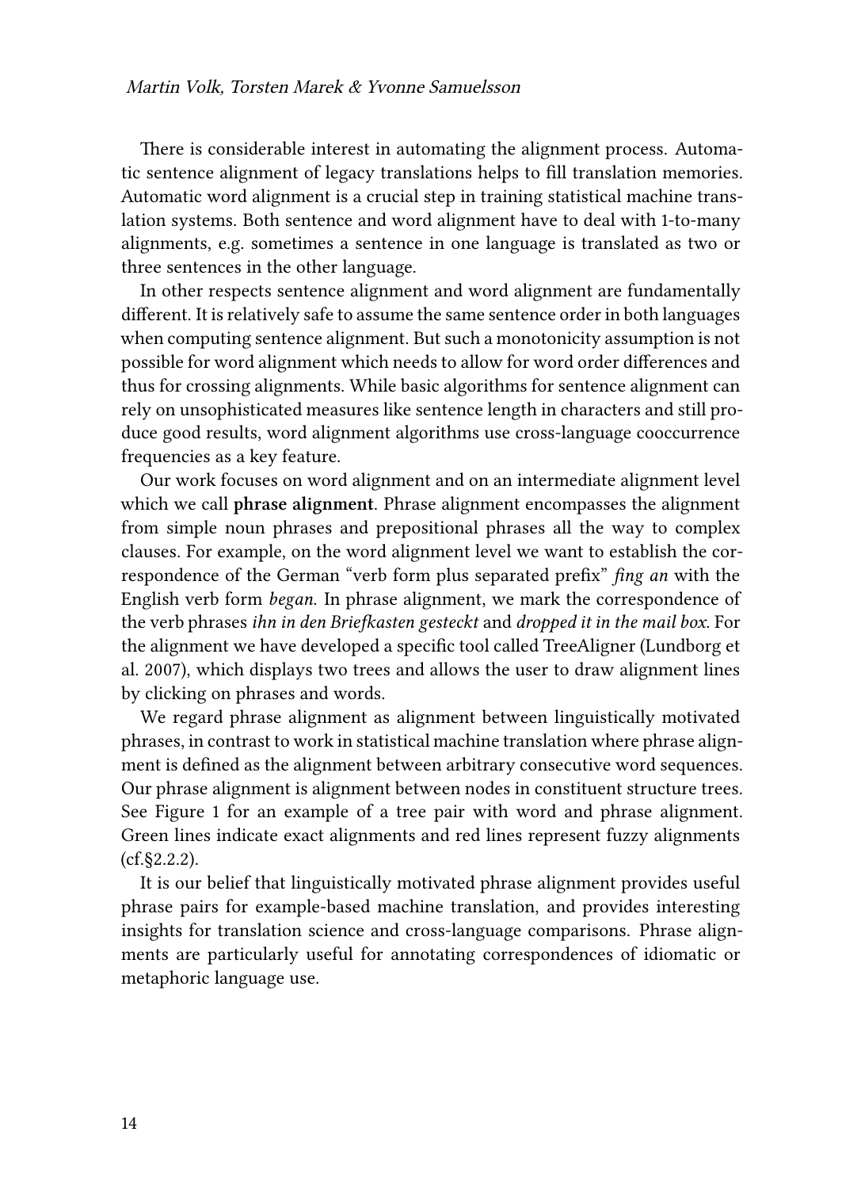There is considerable interest in automating the alignment process. Automatic sentence alignment of legacy translations helps to fill translation memories. Automatic word alignment is a crucial step in training statistical machine translation systems. Both sentence and word alignment have to deal with 1-to-many alignments, e.g. sometimes a sentence in one language is translated as two or three sentences in the other language.

In other respects sentence alignment and word alignment are fundamentally different. It is relatively safe to assume the same sentence order in both languages when computing sentence alignment. But such a monotonicity assumption is not possible for word alignment which needs to allow for word order differences and thus for crossing alignments. While basic algorithms for sentence alignment can rely on unsophisticated measures like sentence length in characters and still produce good results, word alignment algorithms use cross-language cooccurrence frequencies as a key feature.

Our work focuses on word alignment and on an intermediate alignment level which we call **phrase alignment**. Phrase alignment encompasses the alignment from simple noun phrases and prepositional phrases all the way to complex clauses. For example, on the word alignment level we want to establish the correspondence of the German "verb form plus separated prefix" *fing an* with the English verb form *began*. In phrase alignment, we mark the correspondence of the verb phrases *ihn in den Briefkasten gesteckt* and *dropped it in the mail box*. For the alignment we have developed a specific tool called TreeAligner (Lundborg et al. 2007), which displays two trees and allows the user to draw alignment lines by clicking on phrases and words.

We regard phrase alignment as alignment between linguistically motivated phrases, in contrast to work in statistical machine translation where phrase alignment is defined as the alignment between arbitrary consecutive word sequences. Our phrase alignment is alignment between nodes in constituent structure trees. See Figure 1 for an example of a tree pair with word and phrase alignment. Green lines indicate exact alignments and red lines represent fuzzy alignments (cf.§2.2.2).

It is our belief that linguistically motivated phrase alignment provides useful phrase pairs for example-based machine translation, and provides interesting insights for translation science and cross-language comparisons. Phrase alignments are particularly useful for annotating correspondences of idiomatic or metaphoric language use.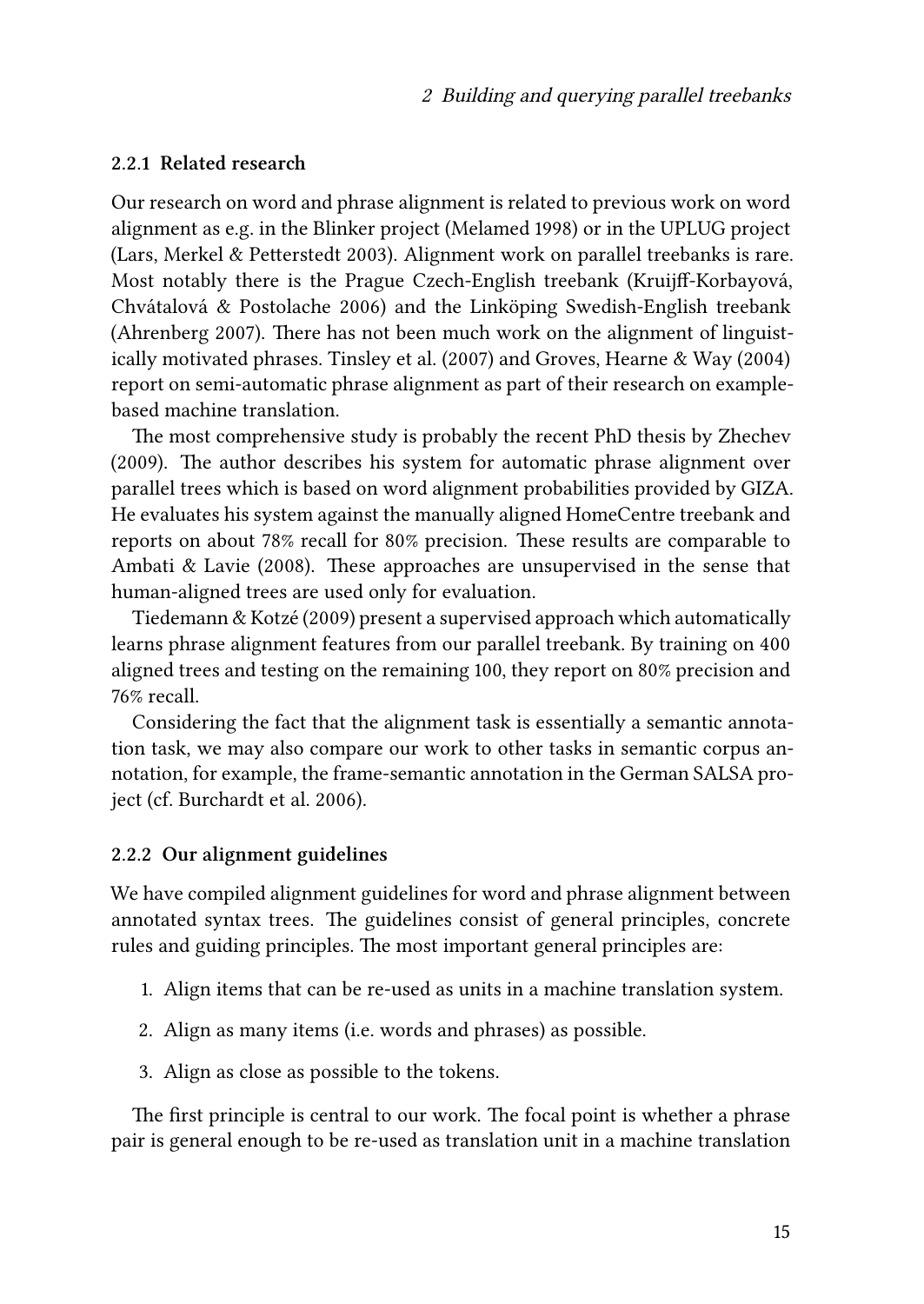### 2.2.1 Related research

Our research on word and phrase alignment is related to previous work on word alignment as e.g. in the Blinker project (Melamed 1998) or in the UPLUG project (Lars, Merkel & Petterstedt 2003). Alignment work on parallel treebanks is rare. Most notably there is the Prague Czech-English treebank (Kruijff-Korbayová, Chvátalová & Postolache 2006) and the Linköping Swedish-English treebank (Ahrenberg 2007). There has not been much work on the alignment of linguistically motivated phrases. Tinsley et al. (2007) and Groves, Hearne & Way (2004) report on semi-automatic phrase alignment as part of their research on example-based machine translation.

The most comprehensive study is probably the recent PhD thesis by Zhechev (2009). The author describes his system for automatic phrase alignment over parallel trees which is based on word alignment probabilities provided by GIZA. He evaluates his system against the manually aligned HomeCentre treebank and reports on about 78% recall for 80% precision. These results are comparable to Ambati & Lavie (2008). These approaches are unsupervised in the sense that human-aligned trees are used only for evaluation.

Tiedemann & Kotzé (2009) present a supervised approach which automatically learns phrase alignment features from our parallel treebank. By training on 400 aligned trees and testing on the remaining 100, they report on 80% precision and 76% recall.

Considering the fact that the alignment task is essentially a semantic annotation task, we may also compare our work to other tasks in semantic corpus annotation, for example, the frame-semantic annotation in the German SALSA project (cf. Burchardt et al. 2006).

### 2.2.2 Our alignment guidelines

We have compiled alignment guidelines for word and phrase alignment between annotated syntax trees. The guidelines consist of general principles, concrete rules and guiding principles. The most important general principles are:

1. Align items that can be re-used as units in a machine translation system.
2. Align as many items (i.e. words and phrases) as possible.
3. Align as close as possible to the tokens.

The first principle is central to our work. The focal point is whether a phrase pair is general enough to be re-used as translation unit in a machine translation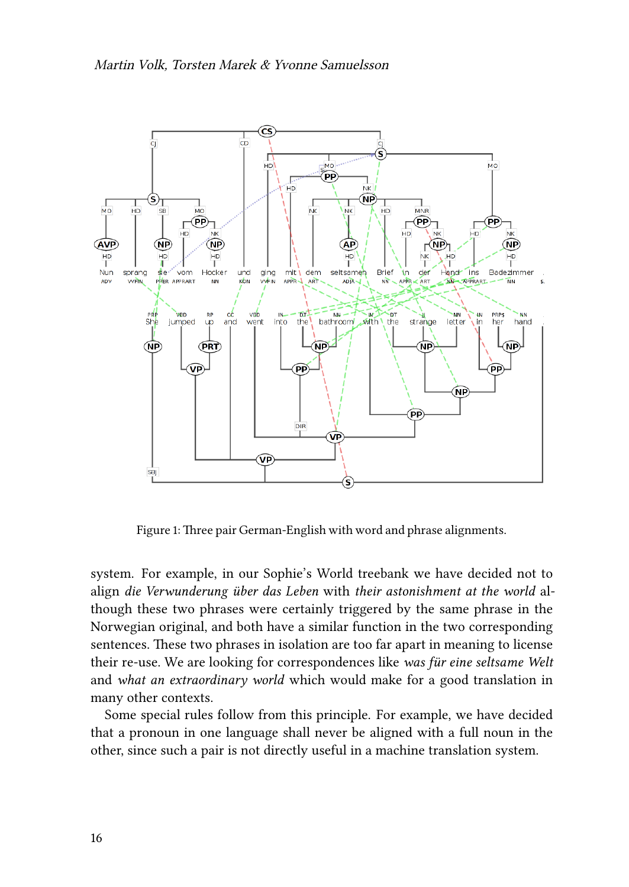Figure 1: Three pair German-English with word and phrase alignments.

system. For example, in our Sophie's World treebank we have decided not to align *die Verwunderung über das Leben* with *their astonishment at the world* although these two phrases were certainly triggered by the same phrase in the Norwegian original, and both have a similar function in the two corresponding sentences. These two phrases in isolation are too far apart in meaning to license their re-use. We are looking for correspondences like *was für eine seltsame Welt* and *what an extraordinary world* which would make for a good translation in many other contexts.

Some special rules follow from this principle. For example, we have decided that a pronoun in one language shall never be aligned with a full noun in the other, since such a pair is not directly useful in a machine translation system.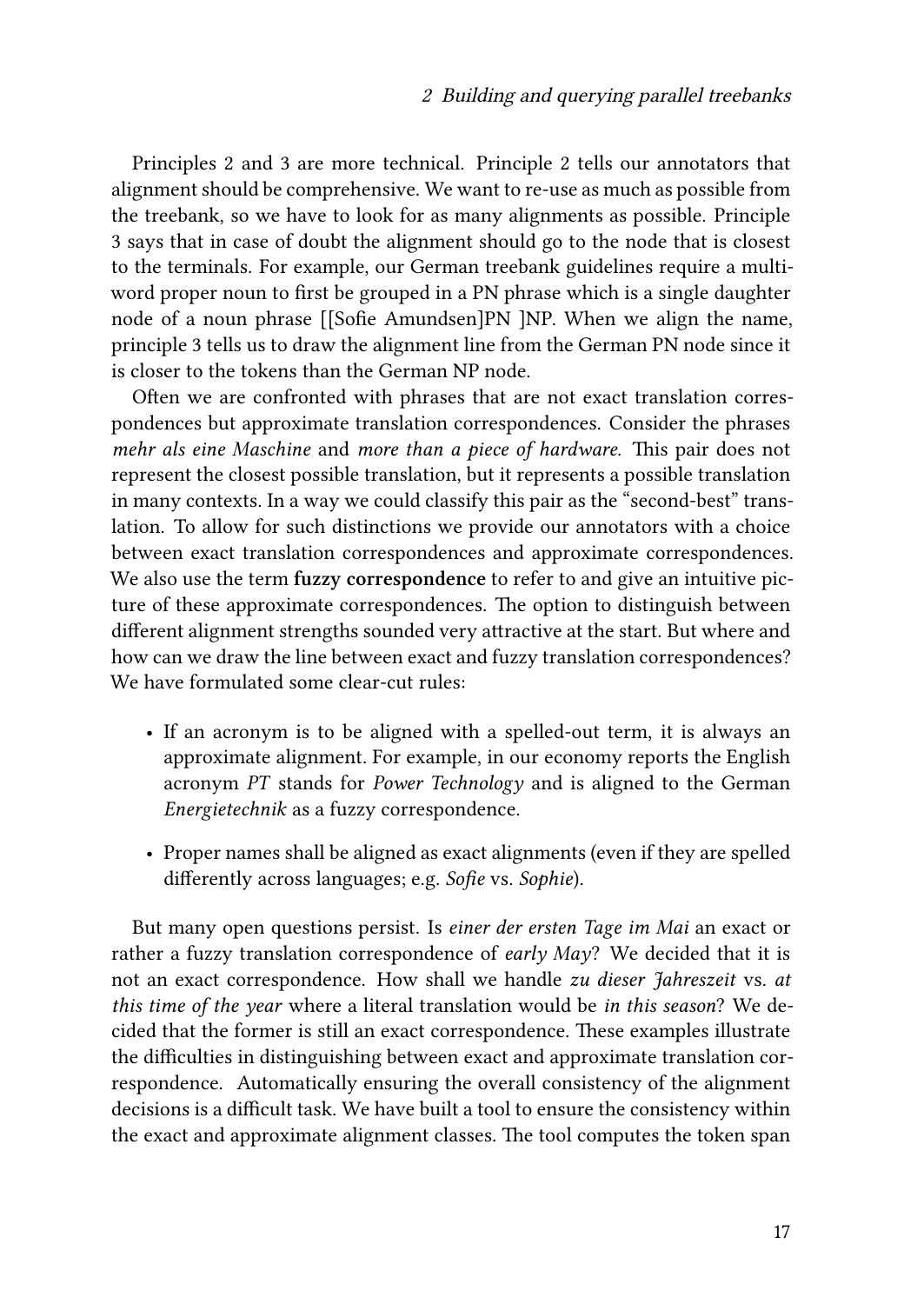Principles 2 and 3 are more technical. Principle 2 tells our annotators that alignment should be comprehensive. We want to re-use as much as possible from the treebank, so we have to look for as many alignments as possible. Principle 3 says that in case of doubt the alignment should go to the node that is closest to the terminals. For example, our German treebank guidelines require a multi-word proper noun to first be grouped in a PN phrase which is a single daughter node of a noun phrase [[Sofie Amundsen]PN ]NP. When we align the name, principle 3 tells us to draw the alignment line from the German PN node since it is closer to the tokens than the German NP node.

Often we are confronted with phrases that are not exact translation correspondences but approximate translation correspondences. Consider the phrases *mehr als eine Maschine* and *more than a piece of hardware*. This pair does not represent the closest possible translation, but it represents a possible translation in many contexts. In a way we could classify this pair as the "second-best" translation. To allow for such distinctions we provide our annotators with a choice between exact translation correspondences and approximate correspondences. We also use the term **fuzzy correspondence** to refer to and give an intuitive picture of these approximate correspondences. The option to distinguish between different alignment strengths sounded very attractive at the start. But where and how can we draw the line between exact and fuzzy translation correspondences? We have formulated some clear-cut rules:

- If an acronym is to be aligned with a spelled-out term, it is always an approximate alignment. For example, in our economy reports the English acronym *PT* stands for *Power Technology* and is aligned to the German *Energietechnik* as a fuzzy correspondence.
- Proper names shall be aligned as exact alignments (even if they are spelled differently across languages; e.g. *Sofie* vs. *Sophie*).

But many open questions persist. Is *einer der ersten Tage im Mai* an exact or rather a fuzzy translation correspondence of *early May*? We decided that it is not an exact correspondence. How shall we handle *zu dieser Jahreszeit* vs. *at this time of the year* where a literal translation would be *in this season*? We decided that the former is still an exact correspondence. These examples illustrate the difficulties in distinguishing between exact and approximate translation correspondence. Automatically ensuring the overall consistency of the alignment decisions is a difficult task. We have built a tool to ensure the consistency within the exact and approximate alignment classes. The tool computes the token span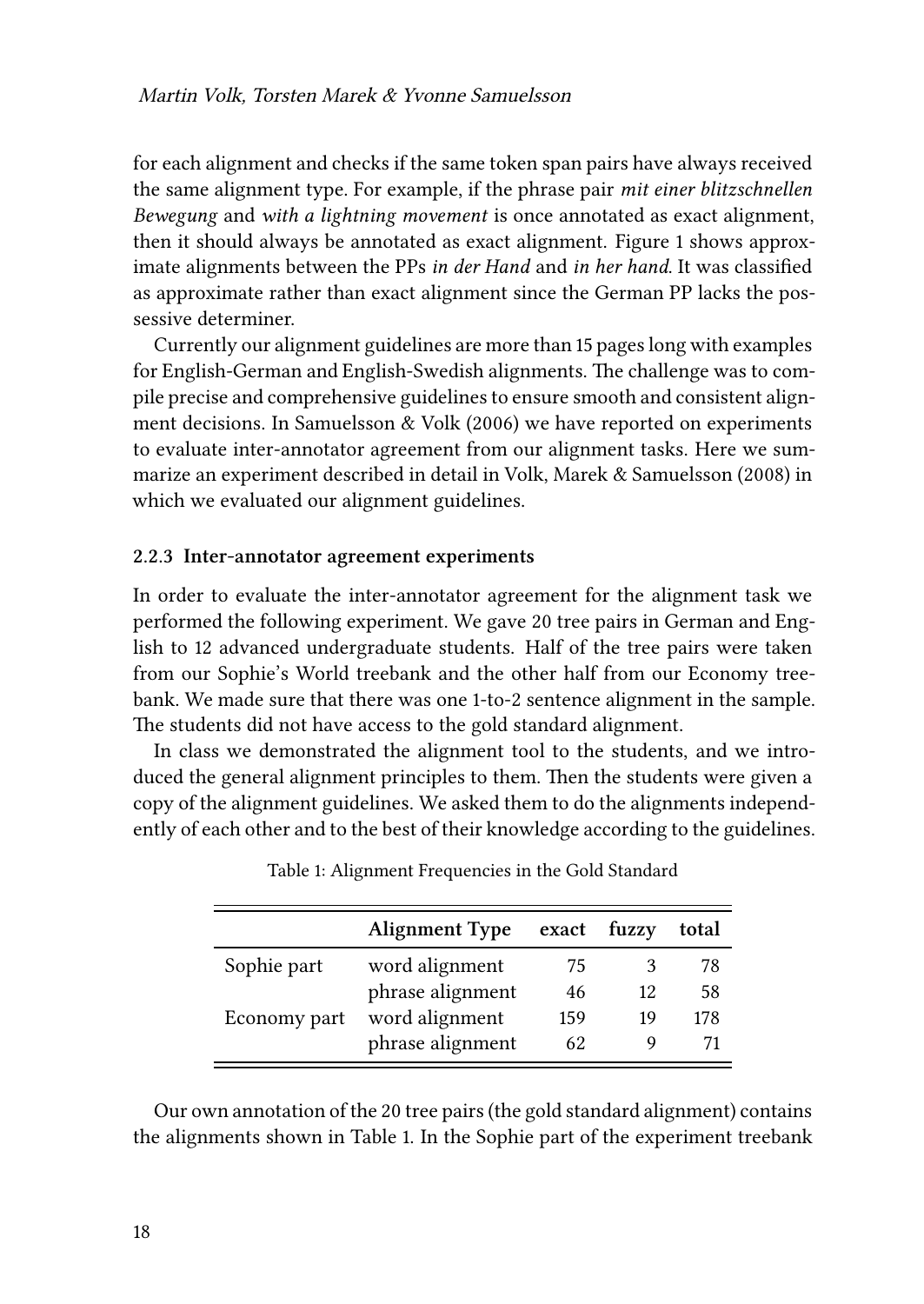for each alignment and checks if the same token span pairs have always received the same alignment type. For example, if the phrase pair *mit einer blitzschnellen Bewegung* and *with a lightning movement* is once annotated as exact alignment, then it should always be annotated as exact alignment. Figure 1 shows approximate alignments between the PPs *in der Hand* and *in her hand*. It was classified as approximate rather than exact alignment since the German PP lacks the possessive determiner.

Currently our alignment guidelines are more than 15 pages long with examples for English-German and English-Swedish alignments. The challenge was to compile precise and comprehensive guidelines to ensure smooth and consistent alignment decisions. In Samuelsson & Volk (2006) we have reported on experiments to evaluate inter-annotator agreement from our alignment tasks. Here we summarize an experiment described in detail in Volk, Marek & Samuelsson (2008) in which we evaluated our alignment guidelines.

### 2.2.3 Inter-annotator agreement experiments

In order to evaluate the inter-annotator agreement for the alignment task we performed the following experiment. We gave 20 tree pairs in German and English to 12 advanced undergraduate students. Half of the tree pairs were taken from our Sophie's World treebank and the other half from our Economy treebank. We made sure that there was one 1-to-2 sentence alignment in the sample. The students did not have access to the gold standard alignment.

In class we demonstrated the alignment tool to the students, and we introduced the general alignment principles to them. Then the students were given a copy of the alignment guidelines. We asked them to do the alignments independently of each other and to the best of their knowledge according to the guidelines.

Table 1: Alignment Frequencies in the Gold Standard

| | **Alignment Type** | **exact** | **fuzzy** | **total** |
|---|---|---|---|---|
| Sophie part | word alignment | 75 | 3 | 78 |
| | phrase alignment | 46 | 12 | 58 |
| Economy part | word alignment | 159 | 19 | 178 |
| | phrase alignment | 62 | 9 | 71 |

Our own annotation of the 20 tree pairs (the gold standard alignment) contains the alignments shown in Table 1. In the Sophie part of the experiment treebank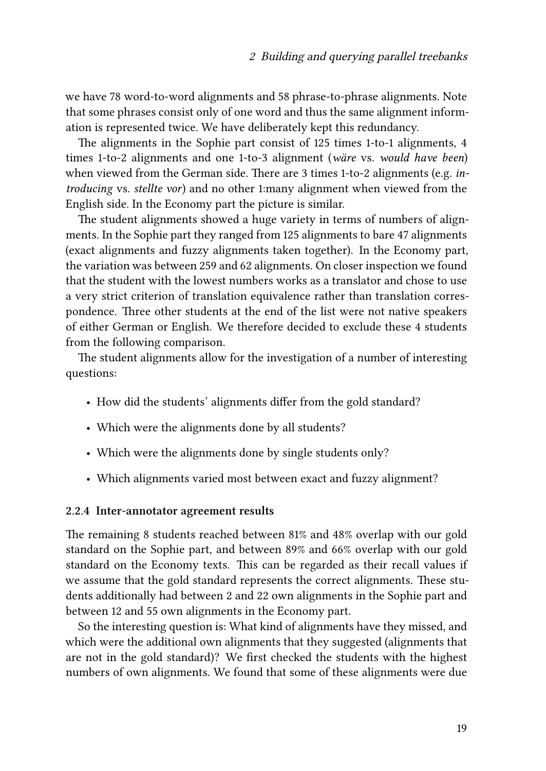we have 78 word-to-word alignments and 58 phrase-to-phrase alignments. Note that some phrases consist only of one word and thus the same alignment information is represented twice. We have deliberately kept this redundancy.

The alignments in the Sophie part consist of 125 times 1-to-1 alignments, 4 times 1-to-2 alignments and one 1-to-3 alignment (*wäre* vs. *would have been*) when viewed from the German side. There are 3 times 1-to-2 alignments (e.g. *introducing* vs. *stellte vor*) and no other 1:many alignment when viewed from the English side. In the Economy part the picture is similar.

The student alignments showed a huge variety in terms of numbers of alignments. In the Sophie part they ranged from 125 alignments to bare 47 alignments (exact alignments and fuzzy alignments taken together). In the Economy part, the variation was between 259 and 62 alignments. On closer inspection we found that the student with the lowest numbers works as a translator and chose to use a very strict criterion of translation equivalence rather than translation correspondence. Three other students at the end of the list were not native speakers of either German or English. We therefore decided to exclude these 4 students from the following comparison.

The student alignments allow for the investigation of a number of interesting questions:

- How did the students' alignments differ from the gold standard?
- Which were the alignments done by all students?
- Which were the alignments done by single students only?
- Which alignments varied most between exact and fuzzy alignment?

### 2.2.4 Inter-annotator agreement results

The remaining 8 students reached between 81% and 48% overlap with our gold standard on the Sophie part, and between 89% and 66% overlap with our gold standard on the Economy texts. This can be regarded as their recall values if we assume that the gold standard represents the correct alignments. These students additionally had between 2 and 22 own alignments in the Sophie part and between 12 and 55 own alignments in the Economy part.

So the interesting question is: What kind of alignments have they missed, and which were the additional own alignments that they suggested (alignments that are not in the gold standard)? We first checked the students with the highest numbers of own alignments. We found that some of these alignments were due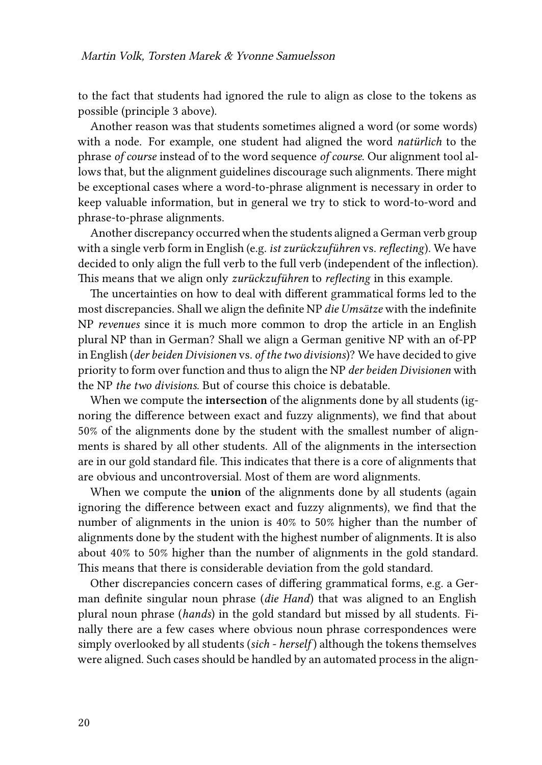to the fact that students had ignored the rule to align as close to the tokens as possible (principle 3 above).

Another reason was that students sometimes aligned a word (or some words) with a node. For example, one student had aligned the word *natürlich* to the phrase *of course* instead of to the word sequence *of course*. Our alignment tool allows that, but the alignment guidelines discourage such alignments. There might be exceptional cases where a word-to-phrase alignment is necessary in order to keep valuable information, but in general we try to stick to word-to-word and phrase-to-phrase alignments.

Another discrepancy occurred when the students aligned a German verb group with a single verb form in English (e.g. *ist zurückzuführen* vs. *reflecting*). We have decided to only align the full verb to the full verb (independent of the inflection). This means that we align only *zurückzuführen* to *reflecting* in this example.

The uncertainties on how to deal with different grammatical forms led to the most discrepancies. Shall we align the definite NP *die Umsätze* with the indefinite NP *revenues* since it is much more common to drop the article in an English plural NP than in German? Shall we align a German genitive NP with an of-PP in English (*der beiden Divisionen* vs. *of the two divisions*)? We have decided to give priority to form over function and thus to align the NP *der beiden Divisionen* with the NP *the two divisions*. But of course this choice is debatable.

When we compute the **intersection** of the alignments done by all students (ignoring the difference between exact and fuzzy alignments), we find that about 50% of the alignments done by the student with the smallest number of alignments is shared by all other students. All of the alignments in the intersection are in our gold standard file. This indicates that there is a core of alignments that are obvious and uncontroversial. Most of them are word alignments.

When we compute the **union** of the alignments done by all students (again ignoring the difference between exact and fuzzy alignments), we find that the number of alignments in the union is 40% to 50% higher than the number of alignments done by the student with the highest number of alignments. It is also about 40% to 50% higher than the number of alignments in the gold standard. This means that there is considerable deviation from the gold standard.

Other discrepancies concern cases of differing grammatical forms, e.g. a German definite singular noun phrase (*die Hand*) that was aligned to an English plural noun phrase (*hands*) in the gold standard but missed by all students. Finally there are a few cases where obvious noun phrase correspondences were simply overlooked by all students (*sich - herself*) although the tokens themselves were aligned. Such cases should be handled by an automated process in the align-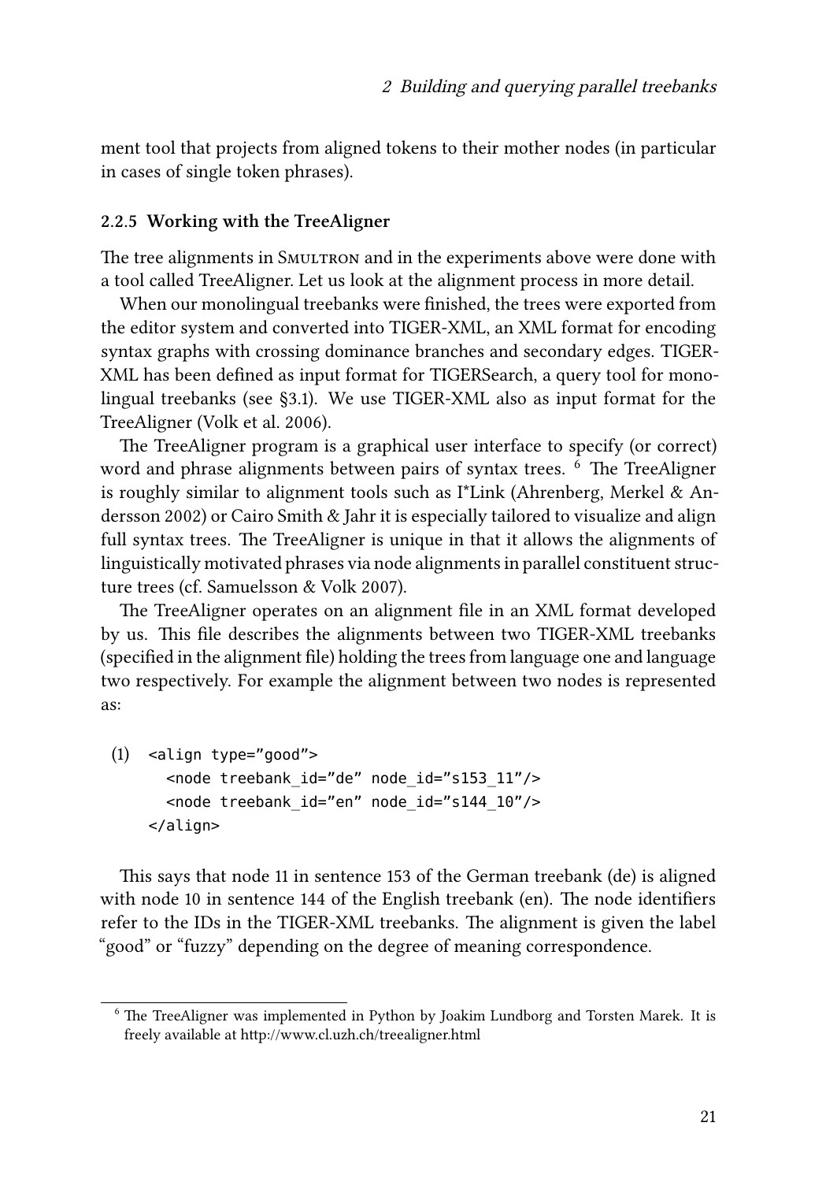ment tool that projects from aligned tokens to their mother nodes (in particular in cases of single token phrases).

### 2.2.5 Working with the TreeAligner

The tree alignments in Smultron and in the experiments above were done with a tool called TreeAligner. Let us look at the alignment process in more detail.

When our monolingual treebanks were finished, the trees were exported from the editor system and converted into TIGER-XML, an XML format for encoding syntax graphs with crossing dominance branches and secondary edges. TIGER-XML has been defined as input format for TIGERSearch, a query tool for monolingual treebanks (see §3.1). We use TIGER-XML also as input format for the TreeAligner (Volk et al. 2006).

The TreeAligner program is a graphical user interface to specify (or correct) word and phrase alignments between pairs of syntax trees. [6] The TreeAligner is roughly similar to alignment tools such as I*Link (Ahrenberg, Merkel & Andersson 2002) or Cairo Smith & Jahr it is especially tailored to visualize and align full syntax trees. The TreeAligner is unique in that it allows the alignments of linguistically motivated phrases via node alignments in parallel constituent structure trees (cf. Samuelsson & Volk 2007).

The TreeAligner operates on an alignment file in an XML format developed by us. This file describes the alignments between two TIGER-XML treebanks (specified in the alignment file) holding the trees from language one and language two respectively. For example the alignment between two nodes is represented as:

(1)
```
<align type="good">
  <node treebank_id="de" node_id="s153_11"/>
  <node treebank_id="en" node_id="s144_10"/>
</align>
```

This says that node 11 in sentence 153 of the German treebank (de) is aligned with node 10 in sentence 144 of the English treebank (en). The node identifiers refer to the IDs in the TIGER-XML treebanks. The alignment is given the label "good" or "fuzzy" depending on the degree of meaning correspondence.

[6] The TreeAligner was implemented in Python by Joakim Lundborg and Torsten Marek. It is freely available at http://www.cl.uzh.ch/treealigner.html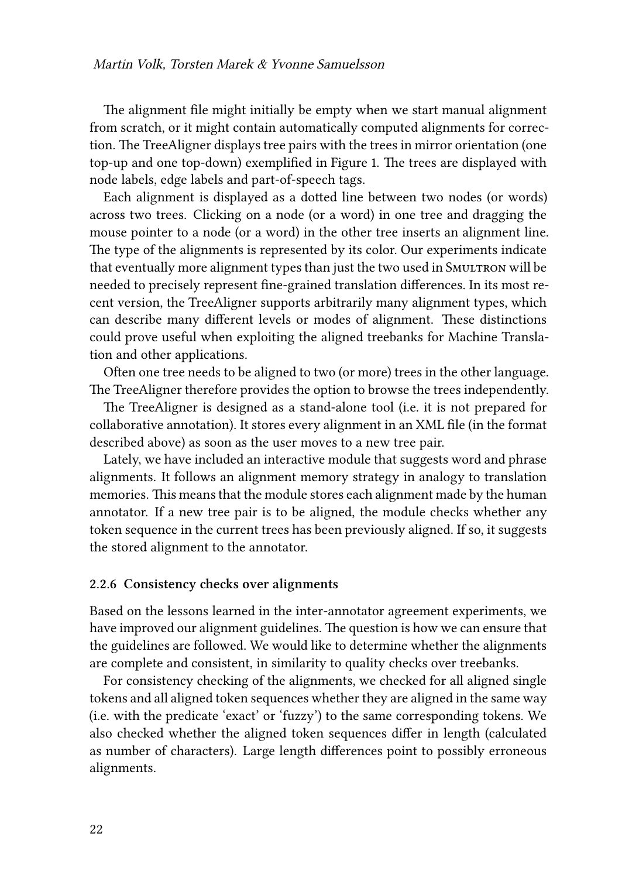The alignment file might initially be empty when we start manual alignment from scratch, or it might contain automatically computed alignments for correction. The TreeAligner displays tree pairs with the trees in mirror orientation (one top-up and one top-down) exemplified in Figure 1. The trees are displayed with node labels, edge labels and part-of-speech tags.

Each alignment is displayed as a dotted line between two nodes (or words) across two trees. Clicking on a node (or a word) in one tree and dragging the mouse pointer to a node (or a word) in the other tree inserts an alignment line. The type of the alignments is represented by its color. Our experiments indicate that eventually more alignment types than just the two used in Smultron will be needed to precisely represent fine-grained translation differences. In its most recent version, the TreeAligner supports arbitrarily many alignment types, which can describe many different levels or modes of alignment. These distinctions could prove useful when exploiting the aligned treebanks for Machine Translation and other applications.

Often one tree needs to be aligned to two (or more) trees in the other language. The TreeAligner therefore provides the option to browse the trees independently.

The TreeAligner is designed as a stand-alone tool (i.e. it is not prepared for collaborative annotation). It stores every alignment in an XML file (in the format described above) as soon as the user moves to a new tree pair.

Lately, we have included an interactive module that suggests word and phrase alignments. It follows an alignment memory strategy in analogy to translation memories. This means that the module stores each alignment made by the human annotator. If a new tree pair is to be aligned, the module checks whether any token sequence in the current trees has been previously aligned. If so, it suggests the stored alignment to the annotator.

### 2.2.6 Consistency checks over alignments

Based on the lessons learned in the inter-annotator agreement experiments, we have improved our alignment guidelines. The question is how we can ensure that the guidelines are followed. We would like to determine whether the alignments are complete and consistent, in similarity to quality checks over treebanks.

For consistency checking of the alignments, we checked for all aligned single tokens and all aligned token sequences whether they are aligned in the same way (i.e. with the predicate 'exact' or 'fuzzy') to the same corresponding tokens. We also checked whether the aligned token sequences differ in length (calculated as number of characters). Large length differences point to possibly erroneous alignments.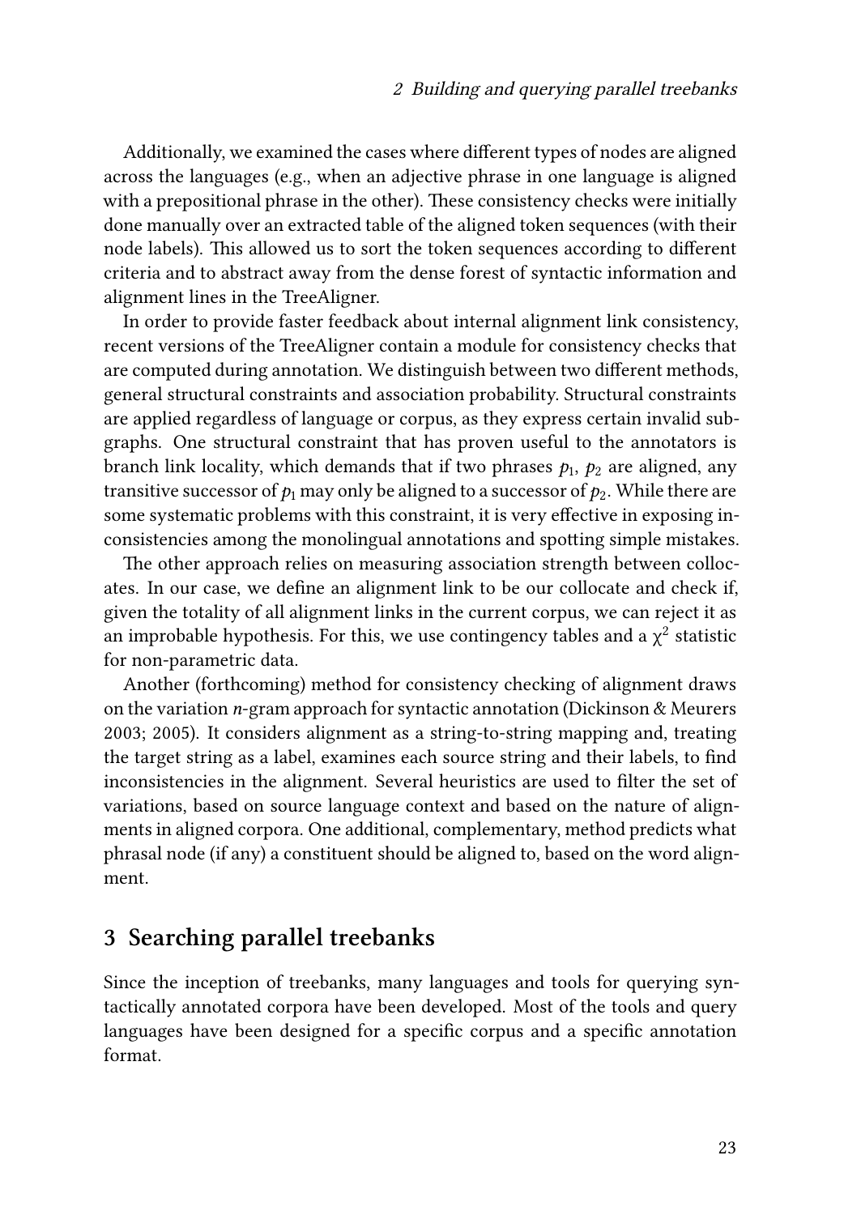Additionally, we examined the cases where different types of nodes are aligned across the languages (e.g., when an adjective phrase in one language is aligned with a prepositional phrase in the other). These consistency checks were initially done manually over an extracted table of the aligned token sequences (with their node labels). This allowed us to sort the token sequences according to different criteria and to abstract away from the dense forest of syntactic information and alignment lines in the TreeAligner.

In order to provide faster feedback about internal alignment link consistency, recent versions of the TreeAligner contain a module for consistency checks that are computed during annotation. We distinguish between two different methods, general structural constraints and association probability. Structural constraints are applied regardless of language or corpus, as they express certain invalid subgraphs. One structural constraint that has proven useful to the annotators is branch link locality, which demands that if two phrases $p_1$, $p_2$ are aligned, any transitive successor of $p_1$ may only be aligned to a successor of $p_2$. While there are some systematic problems with this constraint, it is very effective in exposing inconsistencies among the monolingual annotations and spotting simple mistakes.

The other approach relies on measuring association strength between collocates. In our case, we define an alignment link to be our collocate and check if, given the totality of all alignment links in the current corpus, we can reject it as an improbable hypothesis. For this, we use contingency tables and a $\chi^2$ statistic for non-parametric data.

Another (forthcoming) method for consistency checking of alignment draws on the variation *n*-gram approach for syntactic annotation (Dickinson & Meurers 2003; 2005). It considers alignment as a string-to-string mapping and, treating the target string as a label, examines each source string and their labels, to find inconsistencies in the alignment. Several heuristics are used to filter the set of variations, based on source language context and based on the nature of alignments in aligned corpora. One additional, complementary, method predicts what phrasal node (if any) a constituent should be aligned to, based on the word alignment.

## 3 Searching parallel treebanks

Since the inception of treebanks, many languages and tools for querying syntactically annotated corpora have been developed. Most of the tools and query languages have been designed for a specific corpus and a specific annotation format.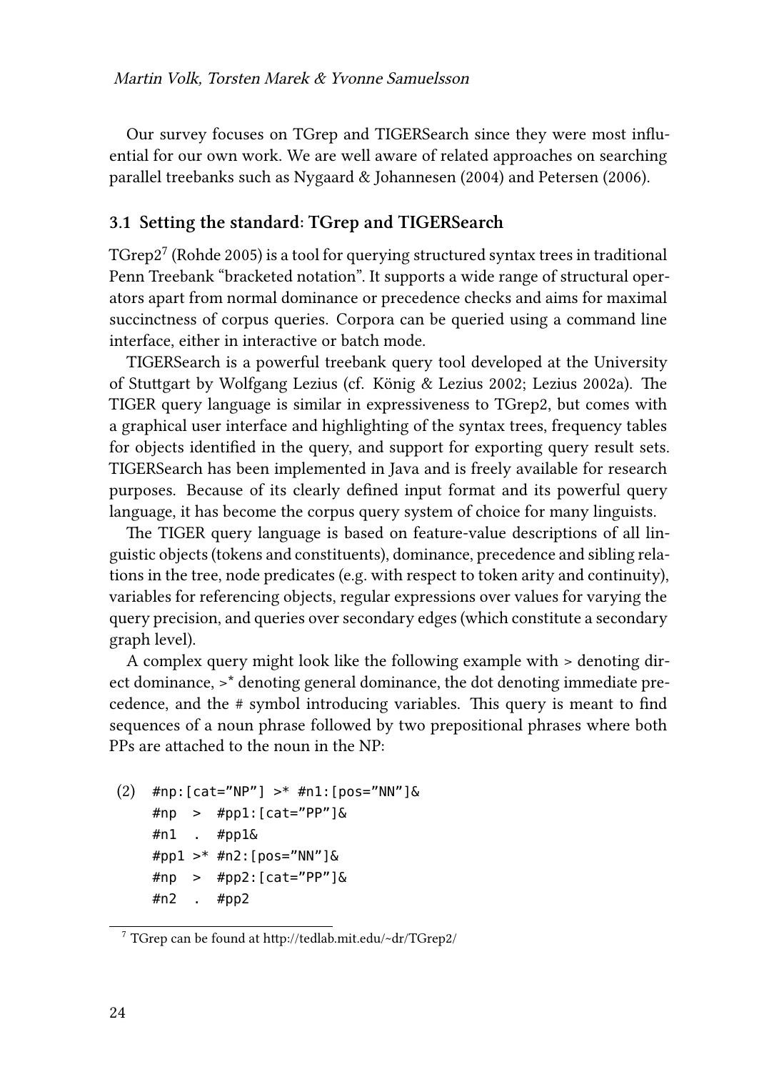Our survey focuses on TGrep and TIGERSearch since they were most influential for our own work. We are well aware of related approaches on searching parallel treebanks such as Nygaard & Johannesen (2004) and Petersen (2006).

### 3.1 Setting the standard: TGrep and TIGERSearch

TGrep2[7] (Rohde 2005) is a tool for querying structured syntax trees in traditional Penn Treebank "bracketed notation". It supports a wide range of structural operators apart from normal dominance or precedence checks and aims for maximal succinctness of corpus queries. Corpora can be queried using a command line interface, either in interactive or batch mode.

TIGERSearch is a powerful treebank query tool developed at the University of Stuttgart by Wolfgang Lezius (cf. König & Lezius 2002; Lezius 2002a). The TIGER query language is similar in expressiveness to TGrep2, but comes with a graphical user interface and highlighting of the syntax trees, frequency tables for objects identified in the query, and support for exporting query result sets. TIGERSearch has been implemented in Java and is freely available for research purposes. Because of its clearly defined input format and its powerful query language, it has become the corpus query system of choice for many linguists.

The TIGER query language is based on feature-value descriptions of all linguistic objects (tokens and constituents), dominance, precedence and sibling relations in the tree, node predicates (e.g. with respect to token arity and continuity), variables for referencing objects, regular expressions over values for varying the query precision, and queries over secondary edges (which constitute a secondary graph level).

A complex query might look like the following example with > denoting direct dominance, >* denoting general dominance, the dot denoting immediate precedence, and the # symbol introducing variables. This query is meant to find sequences of a noun phrase followed by two prepositional phrases where both PPs are attached to the noun in the NP:

(2)
```
#np:[cat="NP"] >* #n1:[pos="NN"]&
#np  >  #pp1:[cat="PP"]&
#n1  .  #pp1&
#pp1 >* #n2:[pos="NN"]&
#np  >  #pp2:[cat="PP"]&
#n2  .  #pp2
```

[7] TGrep can be found at http://tedlab.mit.edu/~dr/TGrep2/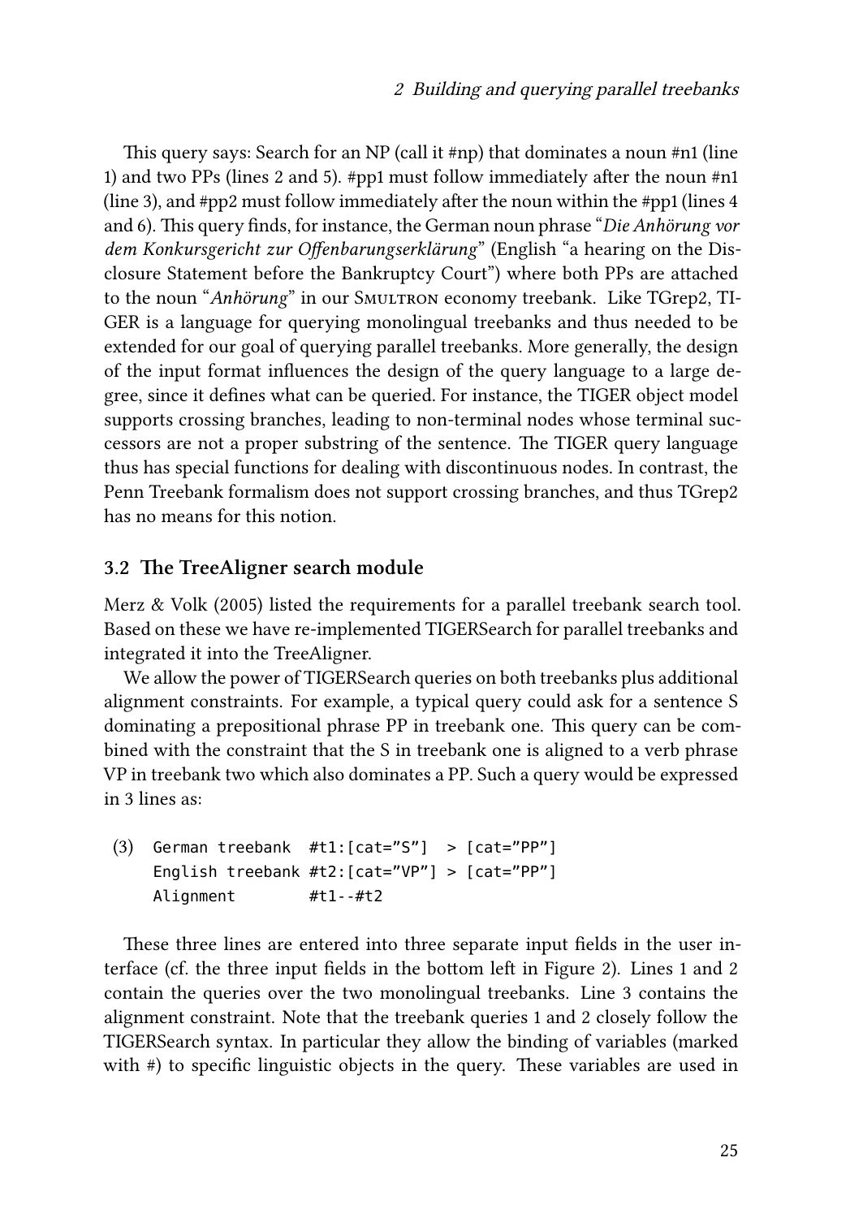This query says: Search for an NP (call it #np) that dominates a noun #n1 (line 1) and two PPs (lines 2 and 5). #pp1 must follow immediately after the noun #n1 (line 3), and #pp2 must follow immediately after the noun within the #pp1 (lines 4 and 6). This query finds, for instance, the German noun phrase "*Die Anhörung vor dem Konkursgericht zur Offenbarungserklärung*" (English "a hearing on the Disclosure Statement before the Bankruptcy Court") where both PPs are attached to the noun "*Anhörung*" in our Smultron economy treebank. Like TGrep2, TIGER is a language for querying monolingual treebanks and thus needed to be extended for our goal of querying parallel treebanks. More generally, the design of the input format influences the design of the query language to a large degree, since it defines what can be queried. For instance, the TIGER object model supports crossing branches, leading to non-terminal nodes whose terminal successors are not a proper substring of the sentence. The TIGER query language thus has special functions for dealing with discontinuous nodes. In contrast, the Penn Treebank formalism does not support crossing branches, and thus TGrep2 has no means for this notion.

### 3.2 The TreeAligner search module

Merz & Volk (2005) listed the requirements for a parallel treebank search tool. Based on these we have re-implemented TIGERSearch for parallel treebanks and integrated it into the TreeAligner.

We allow the power of TIGERSearch queries on both treebanks plus additional alignment constraints. For example, a typical query could ask for a sentence S dominating a prepositional phrase PP in treebank one. This query can be combined with the constraint that the S in treebank one is aligned to a verb phrase VP in treebank two which also dominates a PP. Such a query would be expressed in 3 lines as:

(3)
```
German treebank  #t1:[cat="S"]  > [cat="PP"]
English treebank #t2:[cat="VP"] > [cat="PP"]
Alignment        #t1--#t2
```

These three lines are entered into three separate input fields in the user interface (cf. the three input fields in the bottom left in Figure 2). Lines 1 and 2 contain the queries over the two monolingual treebanks. Line 3 contains the alignment constraint. Note that the treebank queries 1 and 2 closely follow the TIGERSearch syntax. In particular they allow the binding of variables (marked with #) to specific linguistic objects in the query. These variables are used in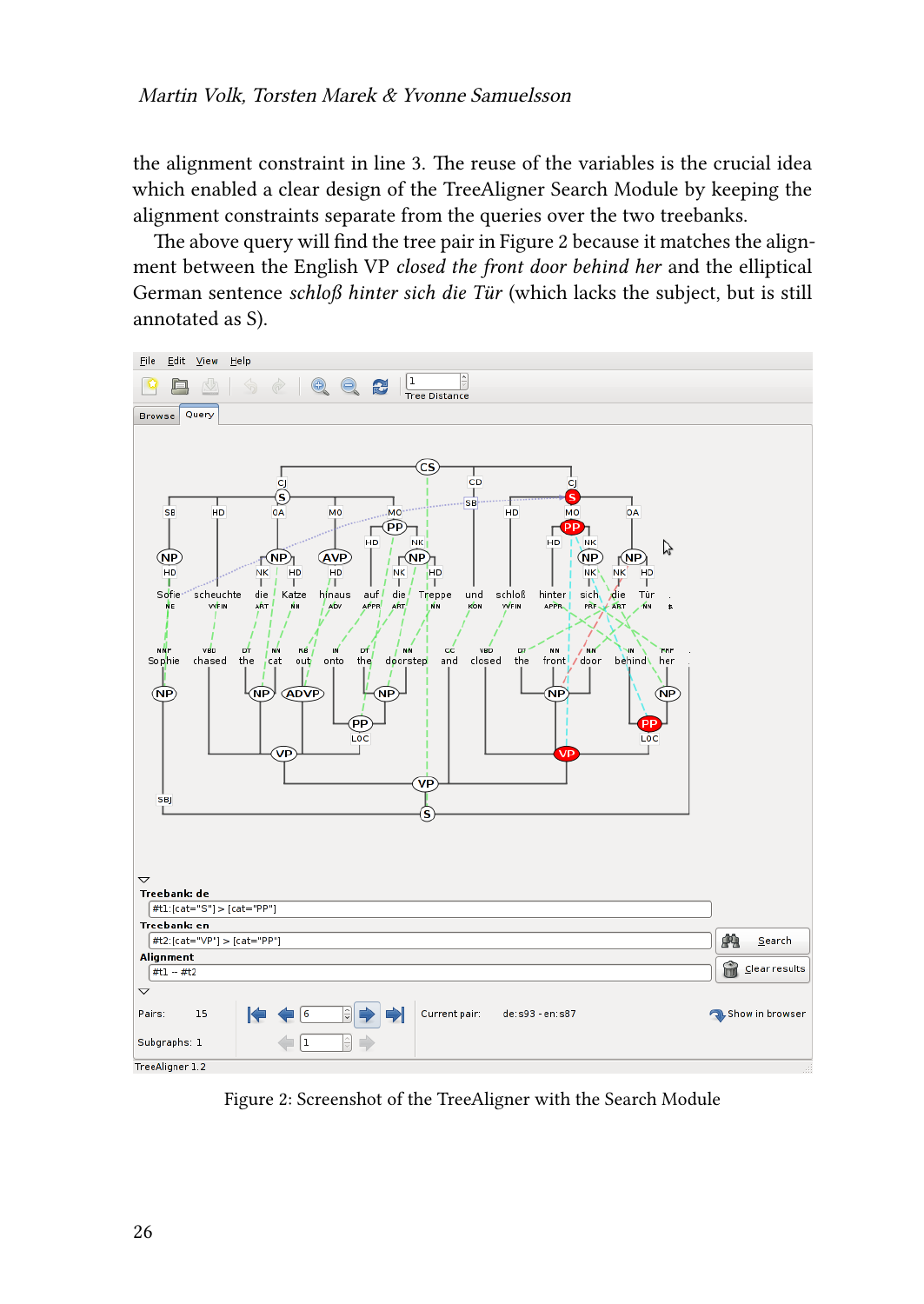the alignment constraint in line 3. The reuse of the variables is the crucial idea which enabled a clear design of the TreeAligner Search Module by keeping the alignment constraints separate from the queries over the two treebanks.

The above query will find the tree pair in Figure 2 because it matches the alignment between the English VP *closed the front door behind her* and the elliptical German sentence *schloß hinter sich die Tür* (which lacks the subject, but is still annotated as S).

Figure 2: Screenshot of the TreeAligner with the Search Module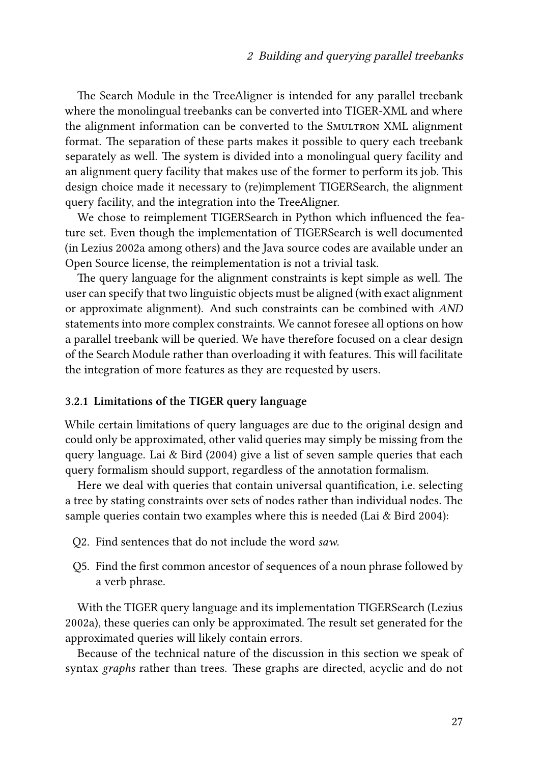The Search Module in the TreeAligner is intended for any parallel treebank where the monolingual treebanks can be converted into TIGER-XML and where the alignment information can be converted to the Smultron XML alignment format. The separation of these parts makes it possible to query each treebank separately as well. The system is divided into a monolingual query facility and an alignment query facility that makes use of the former to perform its job. This design choice made it necessary to (re)implement TIGERSearch, the alignment query facility, and the integration into the TreeAligner.

We chose to reimplement TIGERSearch in Python which influenced the feature set. Even though the implementation of TIGERSearch is well documented (in Lezius 2002a among others) and the Java source codes are available under an Open Source license, the reimplementation is not a trivial task.

The query language for the alignment constraints is kept simple as well. The user can specify that two linguistic objects must be aligned (with exact alignment or approximate alignment). And such constraints can be combined with *AND* statements into more complex constraints. We cannot foresee all options on how a parallel treebank will be queried. We have therefore focused on a clear design of the Search Module rather than overloading it with features. This will facilitate the integration of more features as they are requested by users.

### 3.2.1 Limitations of the TIGER query language

While certain limitations of query languages are due to the original design and could only be approximated, other valid queries may simply be missing from the query language. Lai & Bird (2004) give a list of seven sample queries that each query formalism should support, regardless of the annotation formalism.

Here we deal with queries that contain universal quantification, i.e. selecting a tree by stating constraints over sets of nodes rather than individual nodes. The sample queries contain two examples where this is needed (Lai & Bird 2004):

- Q2. Find sentences that do not include the word *saw*.
- Q5. Find the first common ancestor of sequences of a noun phrase followed by a verb phrase.

With the TIGER query language and its implementation TIGERSearch (Lezius 2002a), these queries can only be approximated. The result set generated for the approximated queries will likely contain errors.

Because of the technical nature of the discussion in this section we speak of syntax *graphs* rather than trees. These graphs are directed, acyclic and do not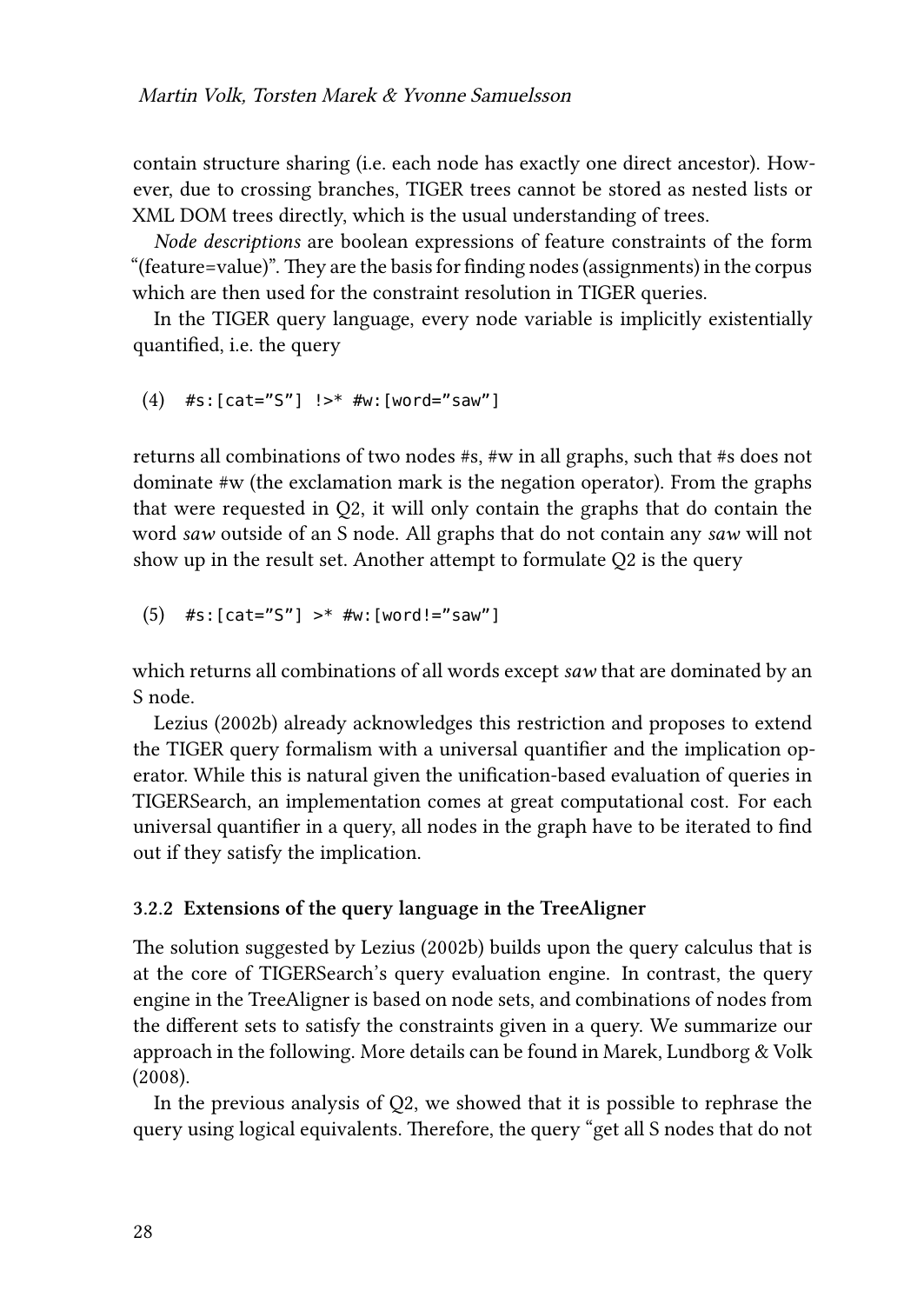contain structure sharing (i.e. each node has exactly one direct ancestor). However, due to crossing branches, TIGER trees cannot be stored as nested lists or XML DOM trees directly, which is the usual understanding of trees.

*Node descriptions* are boolean expressions of feature constraints of the form "(feature=value)". They are the basis for finding nodes (assignments) in the corpus which are then used for the constraint resolution in TIGER queries.

In the TIGER query language, every node variable is implicitly existentially quantified, i.e. the query

(4) `#s:[cat="S"] !>* #w:[word="saw"]`

returns all combinations of two nodes #s, #w in all graphs, such that #s does not dominate #w (the exclamation mark is the negation operator). From the graphs that were requested in Q2, it will only contain the graphs that do contain the word *saw* outside of an S node. All graphs that do not contain any *saw* will not show up in the result set. Another attempt to formulate Q2 is the query

(5) `#s:[cat="S"] >* #w:[word!="saw"]`

which returns all combinations of all words except *saw* that are dominated by an S node.

Lezius (2002b) already acknowledges this restriction and proposes to extend the TIGER query formalism with a universal quantifier and the implication operator. While this is natural given the unification-based evaluation of queries in TIGERSearch, an implementation comes at great computational cost. For each universal quantifier in a query, all nodes in the graph have to be iterated to find out if they satisfy the implication.

### 3.2.2 Extensions of the query language in the TreeAligner

The solution suggested by Lezius (2002b) builds upon the query calculus that is at the core of TIGERSearch's query evaluation engine. In contrast, the query engine in the TreeAligner is based on node sets, and combinations of nodes from the different sets to satisfy the constraints given in a query. We summarize our approach in the following. More details can be found in Marek, Lundborg & Volk (2008).

In the previous analysis of Q2, we showed that it is possible to rephrase the query using logical equivalents. Therefore, the query "get all S nodes that do not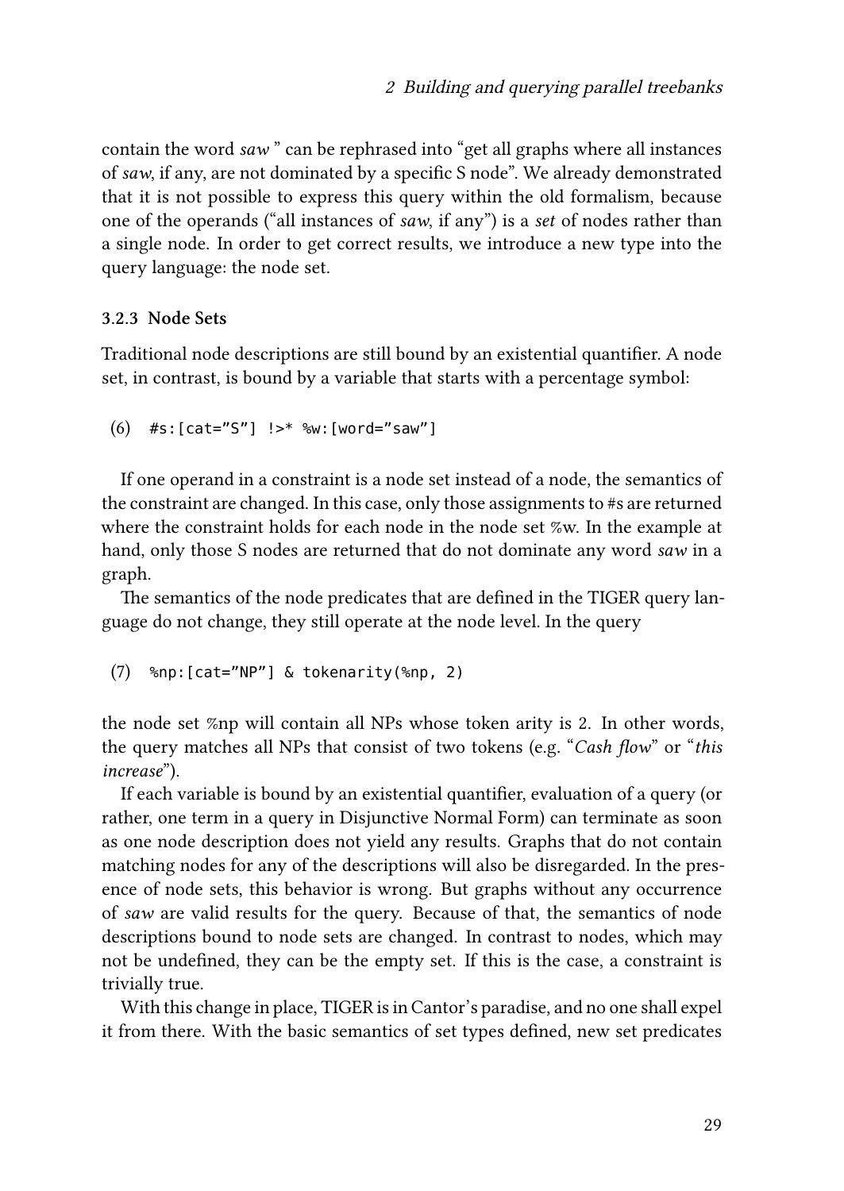contain the word *saw* " can be rephrased into "get all graphs where all instances of *saw*, if any, are not dominated by a specific S node". We already demonstrated that it is not possible to express this query within the old formalism, because one of the operands ("all instances of *saw*, if any") is a *set* of nodes rather than a single node. In order to get correct results, we introduce a new type into the query language: the node set.

### 3.2.3 Node Sets

Traditional node descriptions are still bound by an existential quantifier. A node set, in contrast, is bound by a variable that starts with a percentage symbol:

(6) `#s:[cat="S"] !>* %w:[word="saw"]`

If one operand in a constraint is a node set instead of a node, the semantics of the constraint are changed. In this case, only those assignments to #s are returned where the constraint holds for each node in the node set %w. In the example at hand, only those S nodes are returned that do not dominate any word *saw* in a graph.

The semantics of the node predicates that are defined in the TIGER query language do not change, they still operate at the node level. In the query

(7) `%np:[cat="NP"] & tokenarity(%np, 2)`

the node set %np will contain all NPs whose token arity is 2. In other words, the query matches all NPs that consist of two tokens (e.g. "*Cash flow*" or "*this increase*").

If each variable is bound by an existential quantifier, evaluation of a query (or rather, one term in a query in Disjunctive Normal Form) can terminate as soon as one node description does not yield any results. Graphs that do not contain matching nodes for any of the descriptions will also be disregarded. In the presence of node sets, this behavior is wrong. But graphs without any occurrence of *saw* are valid results for the query. Because of that, the semantics of node descriptions bound to node sets are changed. In contrast to nodes, which may not be undefined, they can be the empty set. If this is the case, a constraint is trivially true.

With this change in place, TIGER is in Cantor's paradise, and no one shall expel it from there. With the basic semantics of set types defined, new set predicates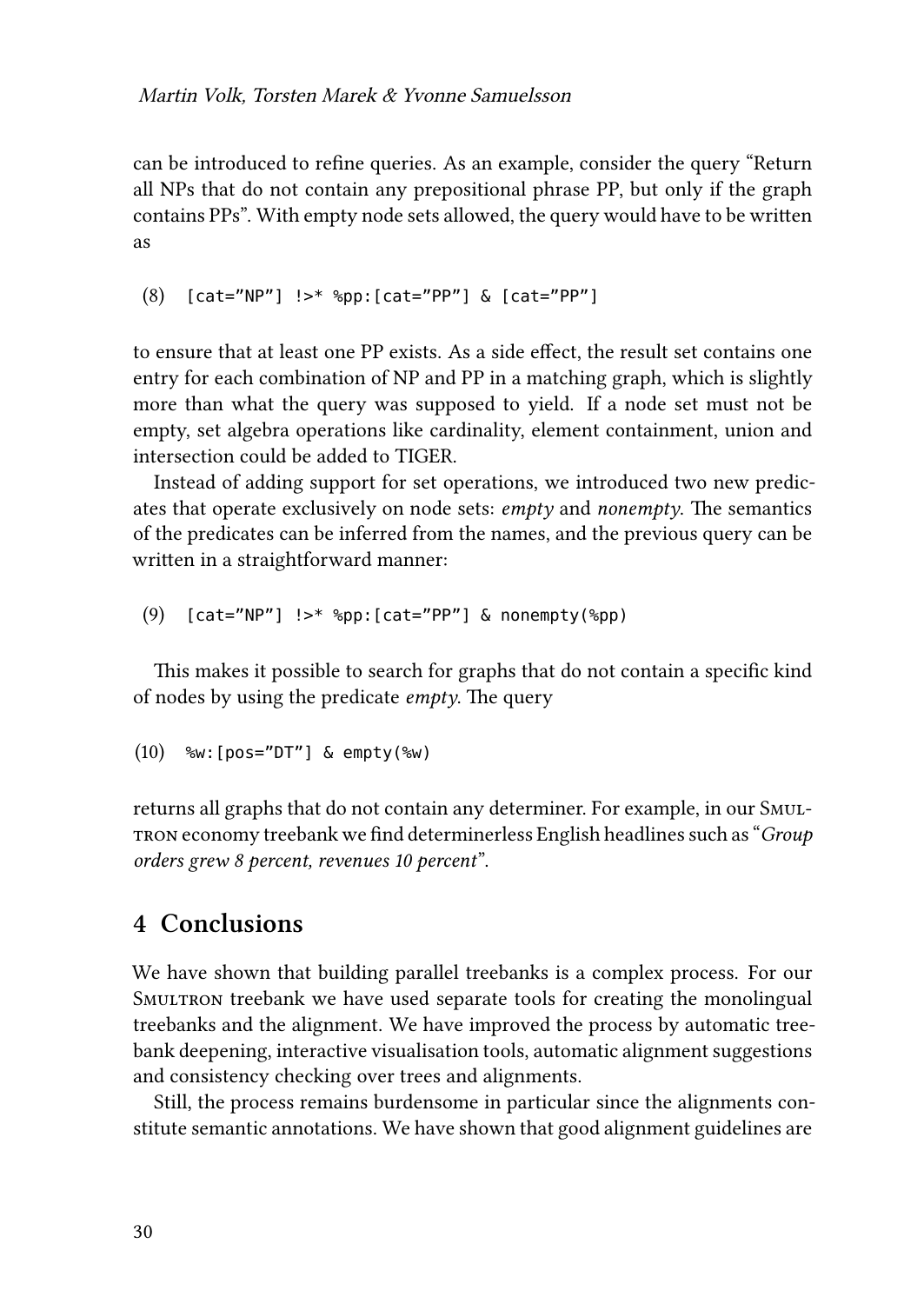can be introduced to refine queries. As an example, consider the query "Return all NPs that do not contain any prepositional phrase PP, but only if the graph contains PPs". With empty node sets allowed, the query would have to be written as

(8) `[cat="NP"] !>* %pp:[cat="PP"] & [cat="PP"]`

to ensure that at least one PP exists. As a side effect, the result set contains one entry for each combination of NP and PP in a matching graph, which is slightly more than what the query was supposed to yield. If a node set must not be empty, set algebra operations like cardinality, element containment, union and intersection could be added to TIGER.

Instead of adding support for set operations, we introduced two new predicates that operate exclusively on node sets: *empty* and *nonempty*. The semantics of the predicates can be inferred from the names, and the previous query can be written in a straightforward manner:

(9) `[cat="NP"] !>* %pp:[cat="PP"] & nonempty(%pp)`

This makes it possible to search for graphs that do not contain a specific kind of nodes by using the predicate *empty*. The query

(10) `%w:[pos="DT"] & empty(%w)`

returns all graphs that do not contain any determiner. For example, in our Smultron economy treebank we find determinerless English headlines such as "*Group orders grew 8 percent, revenues 10 percent*".

## 4 Conclusions

We have shown that building parallel treebanks is a complex process. For our Smultron treebank we have used separate tools for creating the monolingual treebanks and the alignment. We have improved the process by automatic treebank deepening, interactive visualisation tools, automatic alignment suggestions and consistency checking over trees and alignments.

Still, the process remains burdensome in particular since the alignments constitute semantic annotations. We have shown that good alignment guidelines are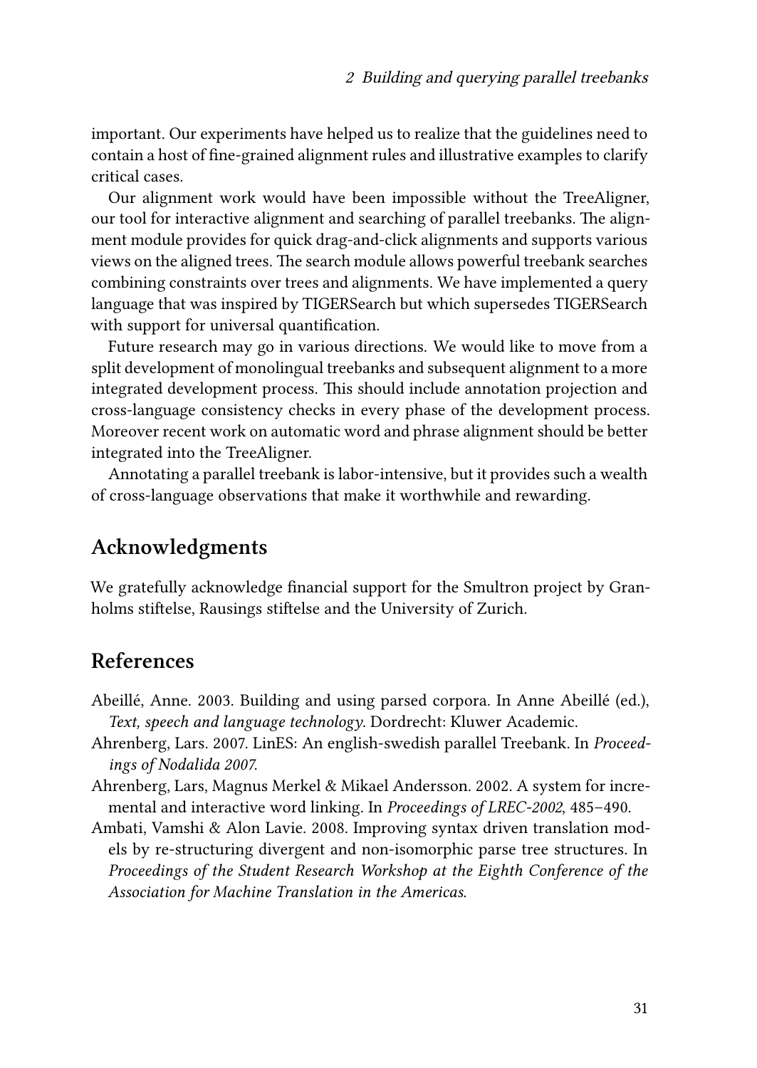important. Our experiments have helped us to realize that the guidelines need to contain a host of fine-grained alignment rules and illustrative examples to clarify critical cases.

Our alignment work would have been impossible without the TreeAligner, our tool for interactive alignment and searching of parallel treebanks. The alignment module provides for quick drag-and-click alignments and supports various views on the aligned trees. The search module allows powerful treebank searches combining constraints over trees and alignments. We have implemented a query language that was inspired by TIGERSearch but which supersedes TIGERSearch with support for universal quantification.

Future research may go in various directions. We would like to move from a split development of monolingual treebanks and subsequent alignment to a more integrated development process. This should include annotation projection and cross-language consistency checks in every phase of the development process. Moreover recent work on automatic word and phrase alignment should be better integrated into the TreeAligner.

Annotating a parallel treebank is labor-intensive, but it provides such a wealth of cross-language observations that make it worthwhile and rewarding.

## Acknowledgments

We gratefully acknowledge financial support for the Smultron project by Granholms stiftelse, Rausings stiftelse and the University of Zurich.

## References

Abeillé, Anne. 2003. Building and using parsed corpora. In Anne Abeillé (ed.), *Text, speech and language technology*. Dordrecht: Kluwer Academic.

Ahrenberg, Lars. 2007. LinES: An english-swedish parallel Treebank. In *Proceedings of Nodalida 2007*.

Ahrenberg, Lars, Magnus Merkel & Mikael Andersson. 2002. A system for incremental and interactive word linking. In *Proceedings of LREC-2002*, 485–490.

Ambati, Vamshi & Alon Lavie. 2008. Improving syntax driven translation models by re-structuring divergent and non-isomorphic parse tree structures. In *Proceedings of the Student Research Workshop at the Eighth Conference of the Association for Machine Translation in the Americas*.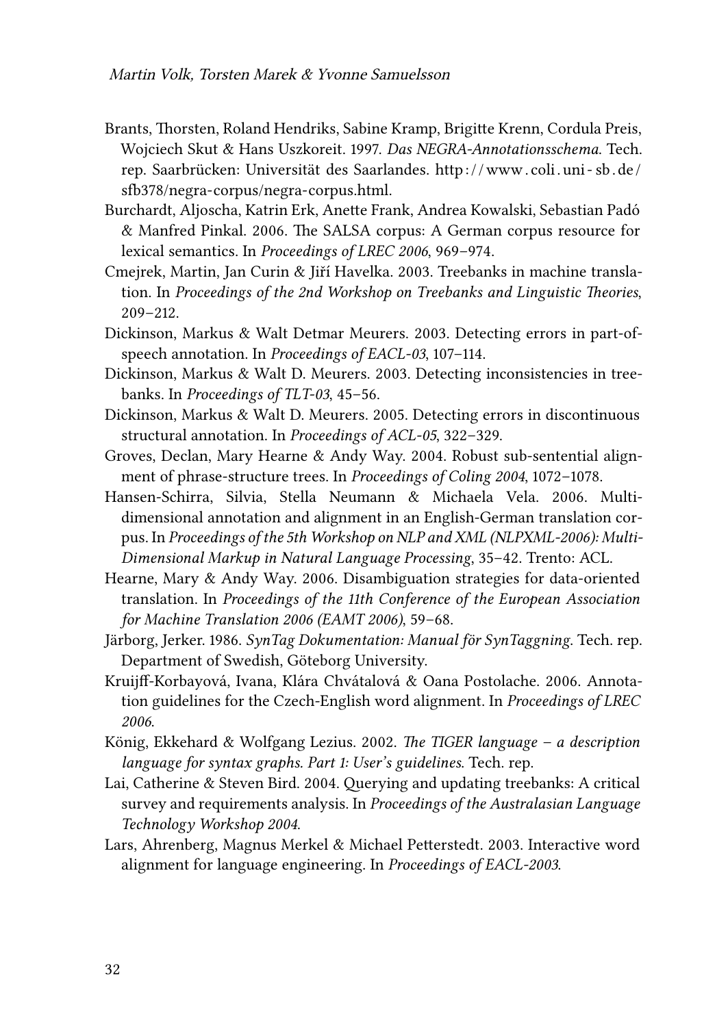Brants, Thorsten, Roland Hendriks, Sabine Kramp, Brigitte Krenn, Cordula Preis, Wojciech Skut & Hans Uszkoreit. 1997. *Das NEGRA-Annotationsschema*. Tech. rep. Saarbrücken: Universität des Saarlandes. http://www.coli.uni-sb.de/sfb378/negra-corpus/negra-corpus.html.

Burchardt, Aljoscha, Katrin Erk, Anette Frank, Andrea Kowalski, Sebastian Padó & Manfred Pinkal. 2006. The SALSA corpus: A German corpus resource for lexical semantics. In *Proceedings of LREC 2006*, 969–974.

Cmejrek, Martin, Jan Curin & Jiří Havelka. 2003. Treebanks in machine translation. In *Proceedings of the 2nd Workshop on Treebanks and Linguistic Theories*, 209–212.

Dickinson, Markus & Walt Detmar Meurers. 2003. Detecting errors in part-of-speech annotation. In *Proceedings of EACL-03*, 107–114.

Dickinson, Markus & Walt D. Meurers. 2003. Detecting inconsistencies in treebanks. In *Proceedings of TLT-03*, 45–56.

Dickinson, Markus & Walt D. Meurers. 2005. Detecting errors in discontinuous structural annotation. In *Proceedings of ACL-05*, 322–329.

Groves, Declan, Mary Hearne & Andy Way. 2004. Robust sub-sentential alignment of phrase-structure trees. In *Proceedings of Coling 2004*, 1072–1078.

Hansen-Schirra, Silvia, Stella Neumann & Michaela Vela. 2006. Multi-dimensional annotation and alignment in an English-German translation corpus. In *Proceedings of the 5th Workshop on NLP and XML (NLPXML-2006): Multi-Dimensional Markup in Natural Language Processing*, 35–42. Trento: ACL.

Hearne, Mary & Andy Way. 2006. Disambiguation strategies for data-oriented translation. In *Proceedings of the 11th Conference of the European Association for Machine Translation 2006 (EAMT 2006)*, 59–68.

Järborg, Jerker. 1986. *SynTag Dokumentation: Manual för SynTaggning*. Tech. rep. Department of Swedish, Göteborg University.

Kruijff-Korbayová, Ivana, Klára Chvátalová & Oana Postolache. 2006. Annotation guidelines for the Czech-English word alignment. In *Proceedings of LREC 2006*.

König, Ekkehard & Wolfgang Lezius. 2002. *The TIGER language – a description language for syntax graphs. Part 1: User's guidelines*. Tech. rep.

Lai, Catherine & Steven Bird. 2004. Querying and updating treebanks: A critical survey and requirements analysis. In *Proceedings of the Australasian Language Technology Workshop 2004*.

Lars, Ahrenberg, Magnus Merkel & Michael Petterstedt. 2003. Interactive word alignment for language engineering. In *Proceedings of EACL-2003*.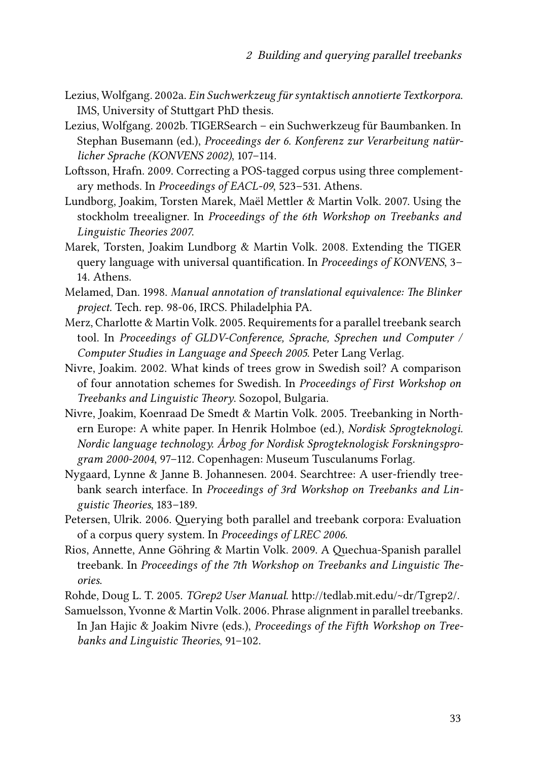Lezius, Wolfgang. 2002a. *Ein Suchwerkzeug für syntaktisch annotierte Textkorpora*. IMS, University of Stuttgart PhD thesis.

Lezius, Wolfgang. 2002b. TIGERSearch – ein Suchwerkzeug für Baumbanken. In Stephan Busemann (ed.), *Proceedings der 6. Konferenz zur Verarbeitung natürlicher Sprache (KONVENS 2002)*, 107–114.

Loftsson, Hrafn. 2009. Correcting a POS-tagged corpus using three complementary methods. In *Proceedings of EACL-09*, 523–531. Athens.

Lundborg, Joakim, Torsten Marek, Maël Mettler & Martin Volk. 2007. Using the stockholm treealigner. In *Proceedings of the 6th Workshop on Treebanks and Linguistic Theories 2007*.

Marek, Torsten, Joakim Lundborg & Martin Volk. 2008. Extending the TIGER query language with universal quantification. In *Proceedings of KONVENS*, 3–14. Athens.

Melamed, Dan. 1998. *Manual annotation of translational equivalence: The Blinker project*. Tech. rep. 98-06, IRCS. Philadelphia PA.

Merz, Charlotte & Martin Volk. 2005. Requirements for a parallel treebank search tool. In *Proceedings of GLDV-Conference, Sprache, Sprechen und Computer / Computer Studies in Language and Speech 2005*. Peter Lang Verlag.

Nivre, Joakim. 2002. What kinds of trees grow in Swedish soil? A comparison of four annotation schemes for Swedish. In *Proceedings of First Workshop on Treebanks and Linguistic Theory*. Sozopol, Bulgaria.

Nivre, Joakim, Koenraad De Smedt & Martin Volk. 2005. Treebanking in Northern Europe: A white paper. In Henrik Holmboe (ed.), *Nordisk Sprogteknologi. Nordic language technology. Årbog for Nordisk Sprogteknologisk Forskningsprogram 2000-2004*, 97–112. Copenhagen: Museum Tusculanums Forlag.

Nygaard, Lynne & Janne B. Johannesen. 2004. Searchtree: A user-friendly treebank search interface. In *Proceedings of 3rd Workshop on Treebanks and Linguistic Theories*, 183–189.

Petersen, Ulrik. 2006. Querying both parallel and treebank corpora: Evaluation of a corpus query system. In *Proceedings of LREC 2006*.

Rios, Annette, Anne Göhring & Martin Volk. 2009. A Quechua-Spanish parallel treebank. In *Proceedings of the 7th Workshop on Treebanks and Linguistic Theories*.

Rohde, Doug L. T. 2005. *TGrep2 User Manual*. http://tedlab.mit.edu/~dr/Tgrep2/.

Samuelsson, Yvonne & Martin Volk. 2006. Phrase alignment in parallel treebanks. In Jan Hajic & Joakim Nivre (eds.), *Proceedings of the Fifth Workshop on Treebanks and Linguistic Theories*, 91–102.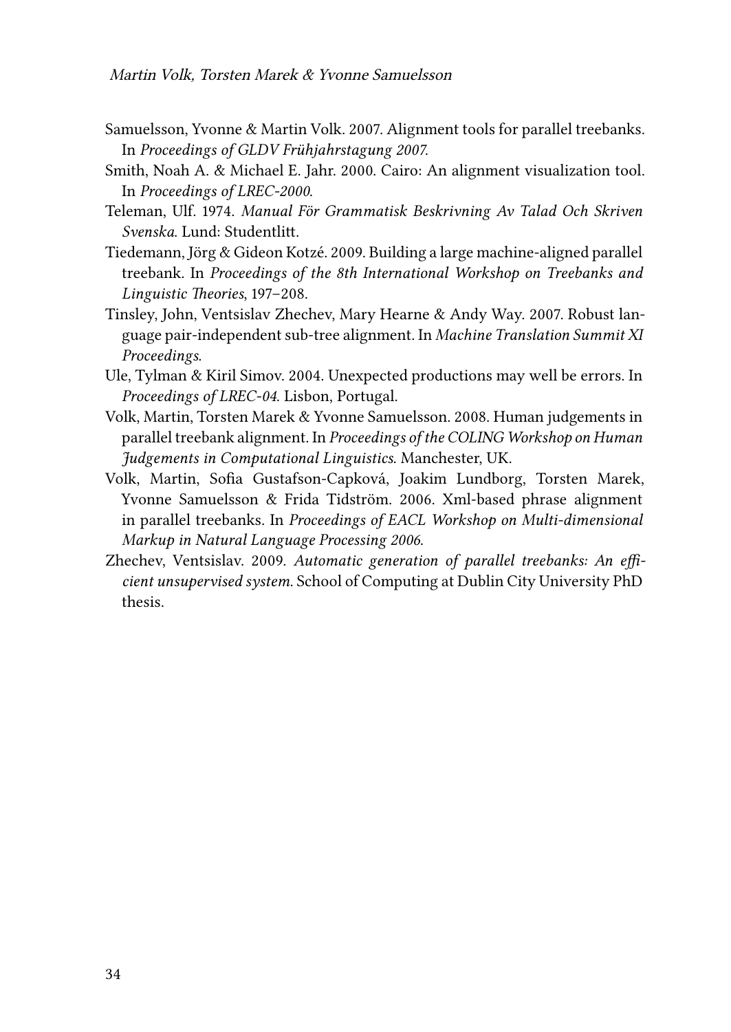Samuelsson, Yvonne & Martin Volk. 2007. Alignment tools for parallel treebanks. In *Proceedings of GLDV Frühjahrstagung 2007*.

Smith, Noah A. & Michael E. Jahr. 2000. Cairo: An alignment visualization tool. In *Proceedings of LREC-2000*.

Teleman, Ulf. 1974. *Manual För Grammatisk Beskrivning Av Talad Och Skriven Svenska*. Lund: Studentlitt.

Tiedemann, Jörg & Gideon Kotzé. 2009. Building a large machine-aligned parallel treebank. In *Proceedings of the 8th International Workshop on Treebanks and Linguistic Theories*, 197–208.

Tinsley, John, Ventsislav Zhechev, Mary Hearne & Andy Way. 2007. Robust language pair-independent sub-tree alignment. In *Machine Translation Summit XI Proceedings*.

Ule, Tylman & Kiril Simov. 2004. Unexpected productions may well be errors. In *Proceedings of LREC-04*. Lisbon, Portugal.

Volk, Martin, Torsten Marek & Yvonne Samuelsson. 2008. Human judgements in parallel treebank alignment. In *Proceedings of the COLING Workshop on Human Judgements in Computational Linguistics*. Manchester, UK.

Volk, Martin, Sofia Gustafson-Capková, Joakim Lundborg, Torsten Marek, Yvonne Samuelsson & Frida Tidström. 2006. Xml-based phrase alignment in parallel treebanks. In *Proceedings of EACL Workshop on Multi-dimensional Markup in Natural Language Processing 2006*.

Zhechev, Ventsislav. 2009. *Automatic generation of parallel treebanks: An efficient unsupervised system*. School of Computing at Dublin City University PhD thesis.